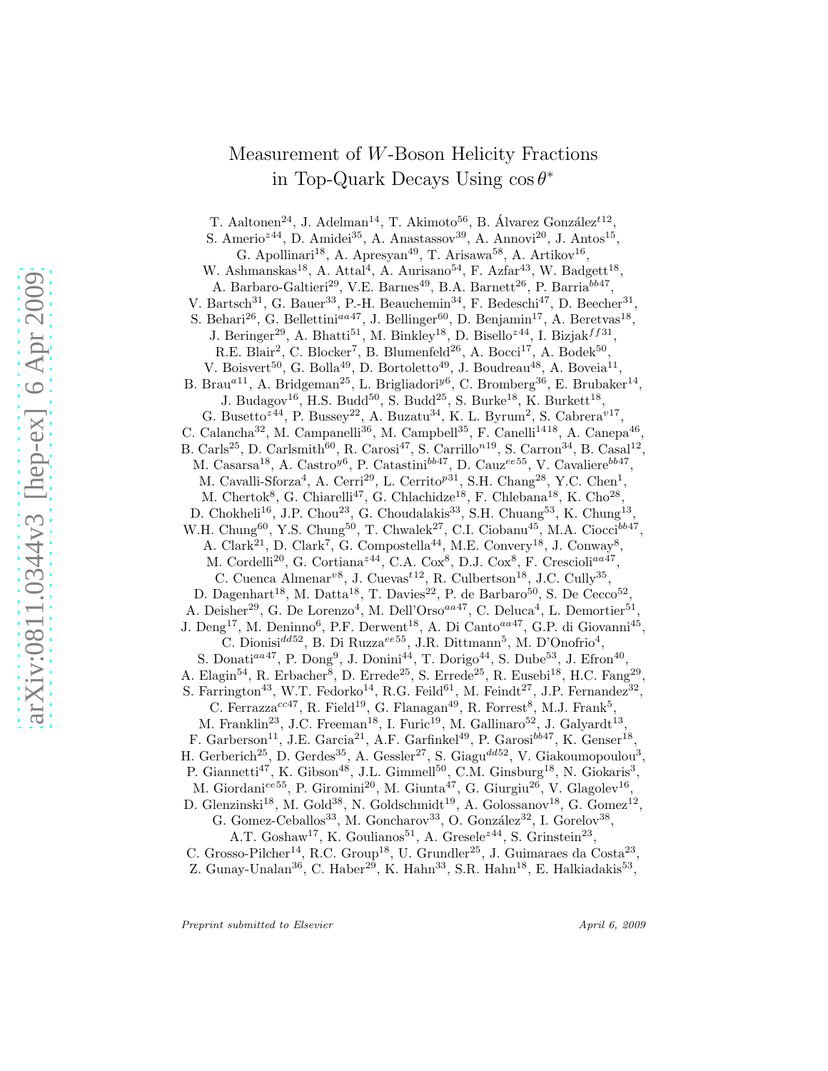# Measurement of $W$-Boson Helicity Fractions in Top-Quark Decays Using $\cos\theta^*$

T. Aaltonen[24], J. Adelman[14], T. Akimoto[56], B. Álvarez González[t12], S. Amerio[z44], D. Amidei[35], A. Anastassov[39], A. Annovi[20], J. Antos[15], G. Apollinari[18], A. Apresyan[49], T. Arisawa[58], A. Artikov[16], W. Ashmanskas[18], A. Attal[4], A. Aurisano[54], F. Azfar[43], W. Badgett[18], A. Barbaro-Galtieri[29], V.E. Barnes[49], B.A. Barnett[26], P. Barria[bb47], V. Bartsch[31], G. Bauer[33], P.-H. Beauchemin[34], F. Bedeschi[47], D. Beecher[31], S. Behari[26], G. Bellettini[aa47], J. Bellinger[60], D. Benjamin[17], A. Beretvas[18], J. Beringer[29], A. Bhatti[51], M. Binkley[18], D. Bisello[z44], I. Bizjak[ff31], R.E. Blair[2], C. Blocker[7], B. Blumenfeld[26], A. Bocci[17], A. Bodek[50], V. Boisvert[50], G. Bolla[49], D. Bortoletto[49], J. Boudreau[48], A. Boveia[11], B. Brau[a11], A. Bridgeman[25], L. Brigliadori[y6], C. Bromberg[36], E. Brubaker[14], J. Budagov[16], H.S. Budd[50], S. Budd[25], S. Burke[18], K. Burkett[18], G. Busetto[z44], P. Bussey[22], A. Buzatu[34], K. L. Byrum[2], S. Cabrera[v17], C. Calancha[32], M. Campanelli[36], M. Campbell[35], F. Canelli[14,18], A. Canepa[46], B. Carls[25], D. Carlsmith[60], R. Carosi[47], S. Carrillo[n19], S. Carron[34], B. Casal[12], M. Casarsa[18], A. Castro[y6], P. Catastini[bb47], D. Cauz[ee55], V. Cavaliere[bb47], M. Cavalli-Sforza[4], A. Cerri[29], L. Cerrito[p31], S.H. Chang[28], Y.C. Chen[1], M. Chertok[8], G. Chiarelli[47], G. Chlachidze[18], F. Chlebana[18], K. Cho[28], D. Chokheli[16], J.P. Chou[23], G. Choudalakis[33], S.H. Chuang[53], K. Chung[13], W.H. Chung[60], Y.S. Chung[50], T. Chwalek[27], C.I. Ciobanu[45], M.A. Ciocci[bb47], A. Clark[21], D. Clark[7], G. Compostella[44], M.E. Convery[18], J. Conway[8], M. Cordelli[20], G. Cortiana[z44], C.A. Cox[8], D.J. Cox[8], F. Crescioli[aa47], C. Cuenca Almenar[v8], J. Cuevas[t12], R. Culbertson[18], J.C. Cully[35], D. Dagenhart[18], M. Datta[18], T. Davies[22], P. de Barbaro[50], S. De Cecco[52], A. Deisher[29], G. De Lorenzo[4], M. Dell'Orso[aa47], C. Deluca[4], L. Demortier[51], J. Deng[17], M. Deninno[6], P.F. Derwent[18], A. Di Canto[aa47], G.P. di Giovanni[45], C. Dionisi[dd52], B. Di Ruzza[ee55], J.R. Dittmann[5], M. D'Onofrio[4], S. Donati[aa47], P. Dong[9], J. Donini[44], T. Dorigo[44], S. Dube[53], J. Efron[40], A. Elagin[54], R. Erbacher[8], D. Errede[25], S. Errede[25], R. Eusebi[18], H.C. Fang[29], S. Farrington[43], W.T. Fedorko[14], R.G. Feild[61], M. Feindt[27], J.P. Fernandez[32], C. Ferrazza[cc47], R. Field[19], G. Flanagan[49], R. Forrest[8], M.J. Frank[5], M. Franklin[23], J.C. Freeman[18], I. Furic[19], M. Gallinaro[52], J. Galyardt[13], F. Garberson[11], J.E. Garcia[21], A.F. Garfinkel[49], P. Garosi[bb47], K. Genser[18], H. Gerberich[25], D. Gerdes[35], A. Gessler[27], S. Giagu[dd52], V. Giakoumopoulou[3], P. Giannetti[47], K. Gibson[48], J.L. Gimmell[50], C.M. Ginsburg[18], N. Giokaris[3], M. Giordani[ee55], P. Giromini[20], M. Giunta[47], G. Giurgiu[26], V. Glagolev[16], D. Glenzinski[18], M. Gold[38], N. Goldschmidt[19], A. Golossanov[18], G. Gomez[12], G. Gomez-Ceballos[33], M. Goncharov[33], O. González[32], I. Gorelov[38], A.T. Goshaw[17], K. Goulianos[51], A. Gresele[z44], S. Grinstein[23], C. Grosso-Pilcher[14], R.C. Group[18], U. Grundler[25], J. Guimaraes da Costa[23], Z. Gunay-Unalan[36], C. Haber[29], K. Hahn[33], S.R. Hahn[18], E. Halkiadakis[53],

*Preprint submitted to Elsevier* April 6, 2009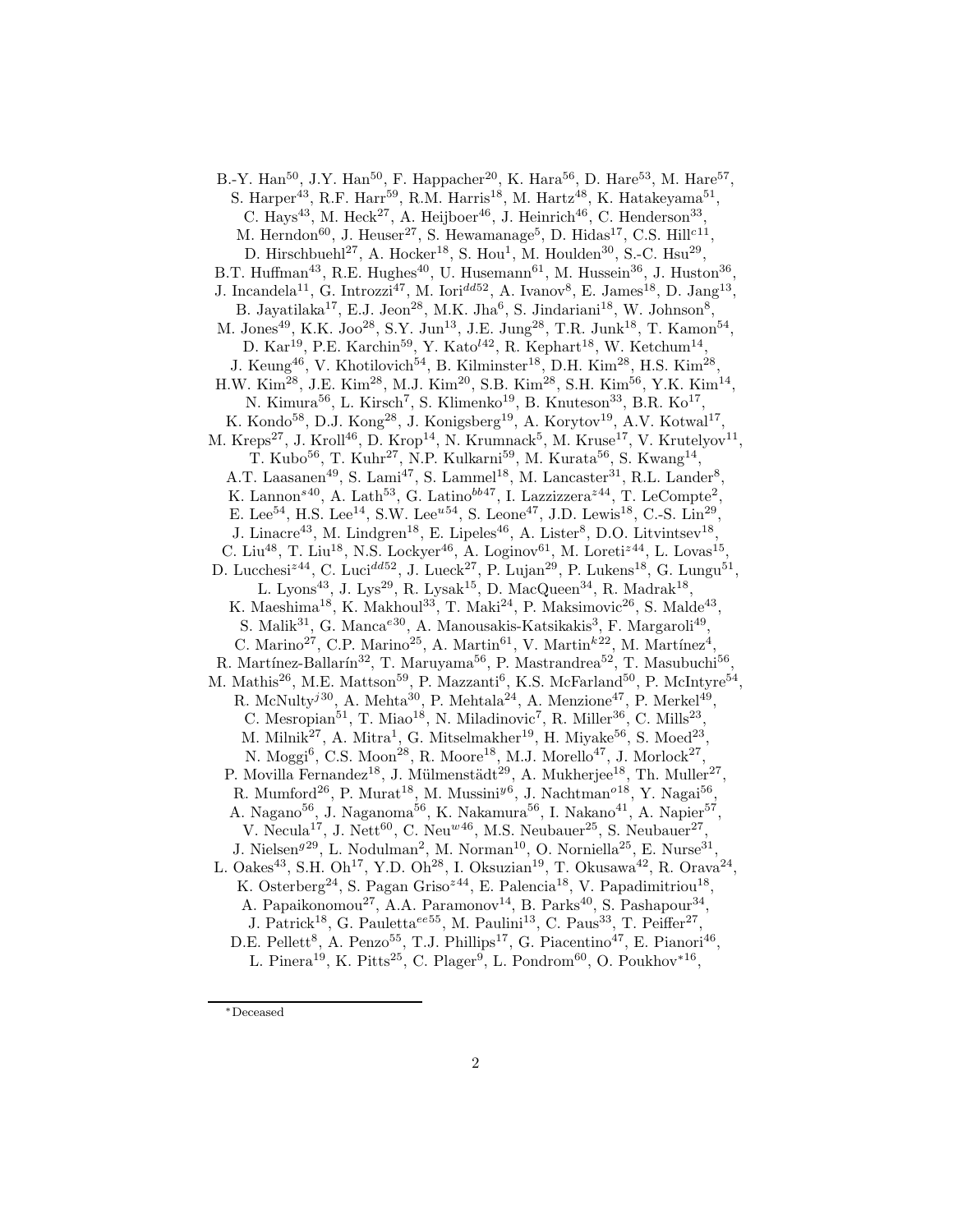B.-Y. Han[50], J.Y. Han[50], F. Happacher[20], K. Hara[56], D. Hare[53], M. Hare[57], S. Harper[43], R.F. Harr[59], R.M. Harris[18], M. Hartz[48], K. Hatakeyama[51], C. Hays[43], M. Heck[27], A. Heijboer[46], J. Heinrich[46], C. Henderson[33], M. Herndon[60], J. Heuser[27], S. Hewamanage[5], D. Hidas[17], C.S. Hill[c11], D. Hirschbuehl[27], A. Hocker[18], S. Hou[1], M. Houlden[30], S.-C. Hsu[29], B.T. Huffman[43], R.E. Hughes[40], U. Husemann[61], M. Hussein[36], J. Huston[36], J. Incandela[11], G. Introzzi[47], M. Iori[dd52], A. Ivanov[8], E. James[18], D. Jang[13], B. Jayatilaka[17], E.J. Jeon[28], M.K. Jha[6], S. Jindariani[18], W. Johnson[8], M. Jones[49], K.K. Joo[28], S.Y. Jun[13], J.E. Jung[28], T.R. Junk[18], T. Kamon[54], D. Kar[19], P.E. Karchin[59], Y. Kato[l42], R. Kephart[18], W. Ketchum[14], J. Keung[46], V. Khotilovich[54], B. Kilminster[18], D.H. Kim[28], H.S. Kim[28], H.W. Kim[28], J.E. Kim[28], M.J. Kim[20], S.B. Kim[28], S.H. Kim[56], Y.K. Kim[14], N. Kimura[56], L. Kirsch[7], S. Klimenko[19], B. Knuteson[33], B.R. Ko[17], K. Kondo[58], D.J. Kong[28], J. Konigsberg[19], A. Korytov[19], A.V. Kotwal[17], M. Kreps[27], J. Kroll[46], D. Krop[14], N. Krumnack[5], M. Kruse[17], V. Krutelyov[11], T. Kubo[56], T. Kuhr[27], N.P. Kulkarni[59], M. Kurata[56], S. Kwang[14], A.T. Laasanen[49], S. Lami[47], S. Lammel[18], M. Lancaster[31], R.L. Lander[8], K. Lannon[s40], A. Lath[53], G. Latino[bb47], I. Lazzizzera[z44], T. LeCompte[2], E. Lee[54], H.S. Lee[14], S.W. Lee[u54], S. Leone[47], J.D. Lewis[18], C.-S. Lin[29], J. Linacre[43], M. Lindgren[18], E. Lipeles[46], A. Lister[8], D.O. Litvintsev[18], C. Liu[48], T. Liu[18], N.S. Lockyer[46], A. Loginov[61], M. Loreti[z44], L. Lovas[15], D. Lucchesi[z44], C. Luci[dd52], J. Lueck[27], P. Lujan[29], P. Lukens[18], G. Lungu[51], L. Lyons[43], J. Lys[29], R. Lysak[15], D. MacQueen[34], R. Madrak[18], K. Maeshima[18], K. Makhoul[33], T. Maki[24], P. Maksimovic[26], S. Malde[43], S. Malik[31], G. Manca[e30], A. Manousakis-Katsikakis[3], F. Margaroli[49], C. Marino[27], C.P. Marino[25], A. Martin[61], V. Martin[k22], M. Martínez[4], R. Martínez-Ballarín[32], T. Maruyama[56], P. Mastrandrea[52], T. Masubuchi[56], M. Mathis[26], M.E. Mattson[59], P. Mazzanti[6], K.S. McFarland[50], P. McIntyre[54], R. McNulty[j30], A. Mehta[30], P. Mehtala[24], A. Menzione[47], P. Merkel[49], C. Mesropian[51], T. Miao[18], N. Miladinovic[7], R. Miller[36], C. Mills[23], M. Milnik[27], A. Mitra[1], G. Mitselmakher[19], H. Miyake[56], S. Moed[23], N. Moggi[6], C.S. Moon[28], R. Moore[18], M.J. Morello[47], J. Morlock[27], P. Movilla Fernandez[18], J. Mülmenstädt[29], A. Mukherjee[18], Th. Muller[27], R. Mumford[26], P. Murat[18], M. Mussini[y6], J. Nachtman[o18], Y. Nagai[56], A. Nagano[56], J. Naganoma[56], K. Nakamura[56], I. Nakano[41], A. Napier[57], V. Necula[17], J. Nett[60], C. Neu[w46], M.S. Neubauer[25], S. Neubauer[27], J. Nielsen[g29], L. Nodulman[2], M. Norman[10], O. Norniella[25], E. Nurse[31], L. Oakes[43], S.H. Oh[17], Y.D. Oh[28], I. Oksuzian[19], T. Okusawa[42], R. Orava[24], K. Osterberg[24], S. Pagan Griso[z44], E. Palencia[18], V. Papadimitriou[18], A. Papaikonomou[27], A.A. Paramonov[14], B. Parks[40], S. Pashapour[34], J. Patrick[18], G. Pauletta[ee55], M. Paulini[13], C. Paus[33], T. Peiffer[27], D.E. Pellett[8], A. Penzo[55], T.J. Phillips[17], G. Piacentino[47], E. Pianori[46], L. Pinera[19], K. Pitts[25], C. Plager[9], L. Pondrom[60], O. Poukhov[*16],

---

[*]Deceased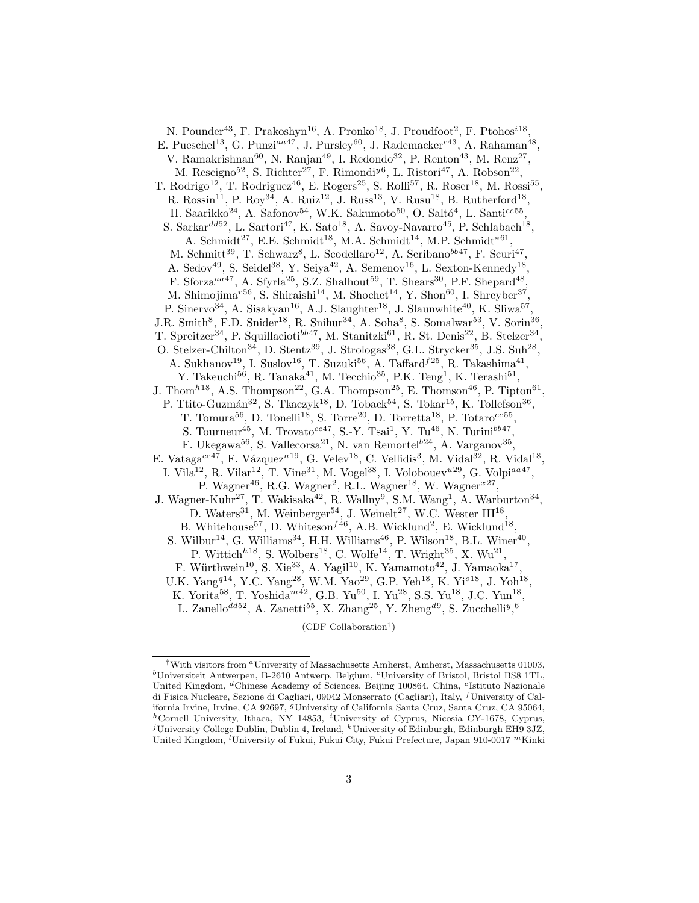N. Pounder[43], F. Prakoshyn[16], A. Pronko[18], J. Proudfoot[2], F. Ptohos[i18], E. Pueschel[13], G. Punzi[aa47], J. Pursley[60], J. Rademacker[c43], A. Rahaman[48], V. Ramakrishnan[60], N. Ranjan[49], I. Redondo[32], P. Renton[43], M. Renz[27], M. Rescigno[52], S. Richter[27], F. Rimondi[y6], L. Ristori[47], A. Robson[22], T. Rodrigo[12], T. Rodriguez[46], E. Rogers[25], S. Rolli[57], R. Roser[18], M. Rossi[55], R. Rossin[11], P. Roy[34], A. Ruiz[12], J. Russ[13], V. Rusu[18], B. Rutherford[18], H. Saarikko[24], A. Safonov[54], W.K. Sakumoto[50], O. Saltó[4], L. Santi[ee55], S. Sarkar[dd52], L. Sartori[47], K. Sato[18], A. Savoy-Navarro[45], P. Schlabach[18], A. Schmidt[27], E.E. Schmidt[18], M.A. Schmidt[14], M.P. Schmidt[*61], M. Schmitt[39], T. Schwarz[8], L. Scodellaro[12], A. Scribano[bb47], F. Scuri[47], A. Sedov[49], S. Seidel[38], Y. Seiya[42], A. Semenov[16], L. Sexton-Kennedy[18], F. Sforza[aa47], A. Sfyrla[25], S.Z. Shalhout[59], T. Shears[30], P.F. Shepard[48], M. Shimojima[r56], S. Shiraishi[14], M. Shochet[14], Y. Shon[60], I. Shreyber[37], P. Sinervo[34], A. Sisakyan[16], A.J. Slaughter[18], J. Slaunwhite[40], K. Sliwa[57], J.R. Smith[8], F.D. Snider[18], R. Snihur[34], A. Soha[8], S. Somalwar[53], V. Sorin[36], T. Spreitzer[34], P. Squillacioti[bb47], M. Stanitzki[61], R. St. Denis[22], B. Stelzer[34], O. Stelzer-Chilton[34], D. Stentz[39], J. Strologas[38], G.L. Strycker[35], J.S. Suh[28], A. Sukhanov[19], I. Suslov[16], T. Suzuki[56], A. Taffard[f25], R. Takashima[41], Y. Takeuchi[56], R. Tanaka[41], M. Tecchio[35], P.K. Teng[1], K. Terashi[51], J. Thom[h18], A.S. Thompson[22], G.A. Thompson[25], E. Thomson[46], P. Tipton[61], P. Ttito-Guzmán[32], S. Tkaczyk[18], D. Toback[54], S. Tokar[15], K. Tollefson[36], T. Tomura[56], D. Tonelli[18], S. Torre[20], D. Torretta[18], P. Totaro[ee55], S. Tourneur[45], M. Trovato[cc47], S.-Y. Tsai[1], Y. Tu[46], N. Turini[bb47], F. Ukegawa[56], S. Vallecorsa[21], N. van Remortel[b24], A. Varganov[35], E. Vataga[cc47], F. Vázquez[n19], G. Velev[18], C. Vellidis[3], M. Vidal[32], R. Vidal[18], I. Vila[12], R. Vilar[12], T. Vine[31], M. Vogel[38], I. Volobouev[u29], G. Volpi[aa47], P. Wagner[46], R.G. Wagner[2], R.L. Wagner[18], W. Wagner[x27], J. Wagner-Kuhr[27], T. Wakisaka[42], R. Wallny[9], S.M. Wang[1], A. Warburton[34], D. Waters[31], M. Weinberger[54], J. Weinelt[27], W.C. Wester III[18], B. Whitehouse[57], D. Whiteson[f46], A.B. Wicklund[2], E. Wicklund[18], S. Wilbur[14], G. Williams[34], H.H. Williams[46], P. Wilson[18], B.L. Winer[40], P. Wittich[h18], S. Wolbers[18], C. Wolfe[14], T. Wright[35], X. Wu[21], F. Würthwein[10], S. Xie[33], A. Yagil[10], K. Yamamoto[42], J. Yamaoka[17], U.K. Yang[q14], Y.C. Yang[28], W.M. Yao[29], G.P. Yeh[18], K. Yi[o18], J. Yoh[18], K. Yorita[58], T. Yoshida[m42], G.B. Yu[50], I. Yu[28], S.S. Yu[18], J.C. Yun[18], L. Zanello[dd52], A. Zanetti[55], X. Zhang[25], Y. Zheng[d9], S. Zucchelli[y,6]

(CDF Collaboration[†])

---

[†]With visitors from [a]University of Massachusetts Amherst, Amherst, Massachusetts 01003, [b]Universiteit Antwerpen, B-2610 Antwerp, Belgium, [c]University of Bristol, Bristol BS8 1TL, United Kingdom, [d]Chinese Academy of Sciences, Beijing 100864, China, [e]Istituto Nazionale di Fisica Nucleare, Sezione di Cagliari, 09042 Monserrato (Cagliari), Italy, [f]University of California Irvine, Irvine, CA 92697, [g]University of California Santa Cruz, Santa Cruz, CA 95064, [h]Cornell University, Ithaca, NY 14853, [i]University of Cyprus, Nicosia CY-1678, Cyprus, [j]University College Dublin, Dublin 4, Ireland, [k]University of Edinburgh, Edinburgh EH9 3JZ, United Kingdom, [l]University of Fukui, Fukui City, Fukui Prefecture, Japan 910-0017 [m]Kinki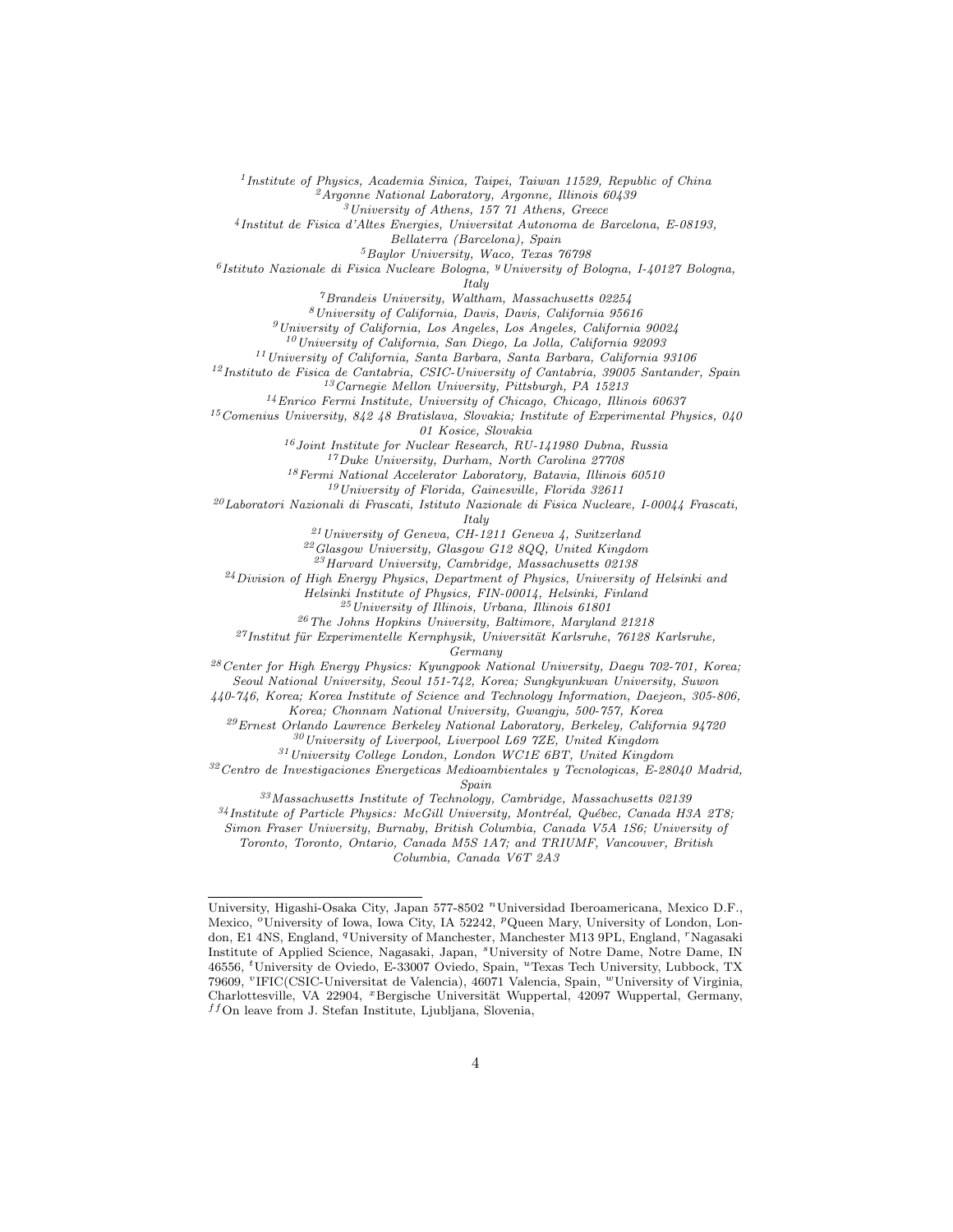[1]*Institute of Physics, Academia Sinica, Taipei, Taiwan 11529, Republic of China*
[2]*Argonne National Laboratory, Argonne, Illinois 60439*
[3]*University of Athens, 157 71 Athens, Greece*
[4]*Institut de Fisica d'Altes Energies, Universitat Autonoma de Barcelona, E-08193, Bellaterra (Barcelona), Spain*
[5]*Baylor University, Waco, Texas 76798*
[6]*Istituto Nazionale di Fisica Nucleare Bologna,* [y]*University of Bologna, I-40127 Bologna, Italy*
[7]*Brandeis University, Waltham, Massachusetts 02254*
[8]*University of California, Davis, Davis, California 95616*
[9]*University of California, Los Angeles, Los Angeles, California 90024*
[10]*University of California, San Diego, La Jolla, California 92093*
[11]*University of California, Santa Barbara, Santa Barbara, California 93106*
[12]*Instituto de Fisica de Cantabria, CSIC-University of Cantabria, 39005 Santander, Spain*
[13]*Carnegie Mellon University, Pittsburgh, PA 15213*
[14]*Enrico Fermi Institute, University of Chicago, Chicago, Illinois 60637*
[15]*Comenius University, 842 48 Bratislava, Slovakia; Institute of Experimental Physics, 040 01 Kosice, Slovakia*
[16]*Joint Institute for Nuclear Research, RU-141980 Dubna, Russia*
[17]*Duke University, Durham, North Carolina 27708*
[18]*Fermi National Accelerator Laboratory, Batavia, Illinois 60510*
[19]*University of Florida, Gainesville, Florida 32611*
[20]*Laboratori Nazionali di Frascati, Istituto Nazionale di Fisica Nucleare, I-00044 Frascati, Italy*
[21]*University of Geneva, CH-1211 Geneva 4, Switzerland*
[22]*Glasgow University, Glasgow G12 8QQ, United Kingdom*
[23]*Harvard University, Cambridge, Massachusetts 02138*
[24]*Division of High Energy Physics, Department of Physics, University of Helsinki and Helsinki Institute of Physics, FIN-00014, Helsinki, Finland*
[25]*University of Illinois, Urbana, Illinois 61801*
[26]*The Johns Hopkins University, Baltimore, Maryland 21218*
[27]*Institut für Experimentelle Kernphysik, Universität Karlsruhe, 76128 Karlsruhe, Germany*
[28]*Center for High Energy Physics: Kyungpook National University, Daegu 702-701, Korea; Seoul National University, Seoul 151-742, Korea; Sungkyunkwan University, Suwon 440-746, Korea; Korea Institute of Science and Technology Information, Daejeon, 305-806, Korea; Chonnam National University, Gwangju, 500-757, Korea*
[29]*Ernest Orlando Lawrence Berkeley National Laboratory, Berkeley, California 94720*
[30]*University of Liverpool, Liverpool L69 7ZE, United Kingdom*
[31]*University College London, London WC1E 6BT, United Kingdom*
[32]*Centro de Investigaciones Energeticas Medioambientales y Tecnologicas, E-28040 Madrid, Spain*
[33]*Massachusetts Institute of Technology, Cambridge, Massachusetts 02139*
[34]*Institute of Particle Physics: McGill University, Montréal, Québec, Canada H3A 2T8; Simon Fraser University, Burnaby, British Columbia, Canada V5A 1S6; University of Toronto, Toronto, Ontario, Canada M5S 1A7; and TRIUMF, Vancouver, British Columbia, Canada V6T 2A3*

---

University, Higashi-Osaka City, Japan 577-8502 [n]Universidad Iberoamericana, Mexico D.F., Mexico, [o]University of Iowa, Iowa City, IA 52242, [p]Queen Mary, University of London, London, E1 4NS, England, [q]University of Manchester, Manchester M13 9PL, England, [r]Nagasaki Institute of Applied Science, Nagasaki, Japan, [s]University of Notre Dame, Notre Dame, IN 46556, [t]University de Oviedo, E-33007 Oviedo, Spain, [u]Texas Tech University, Lubbock, TX 79609, [v]IFIC(CSIC-Universitat de Valencia), 46071 Valencia, Spain, [w]University of Virginia, Charlottesville, VA 22904, [x]Bergische Universität Wuppertal, 42097 Wuppertal, Germany, [ff]On leave from J. Stefan Institute, Ljubljana, Slovenia,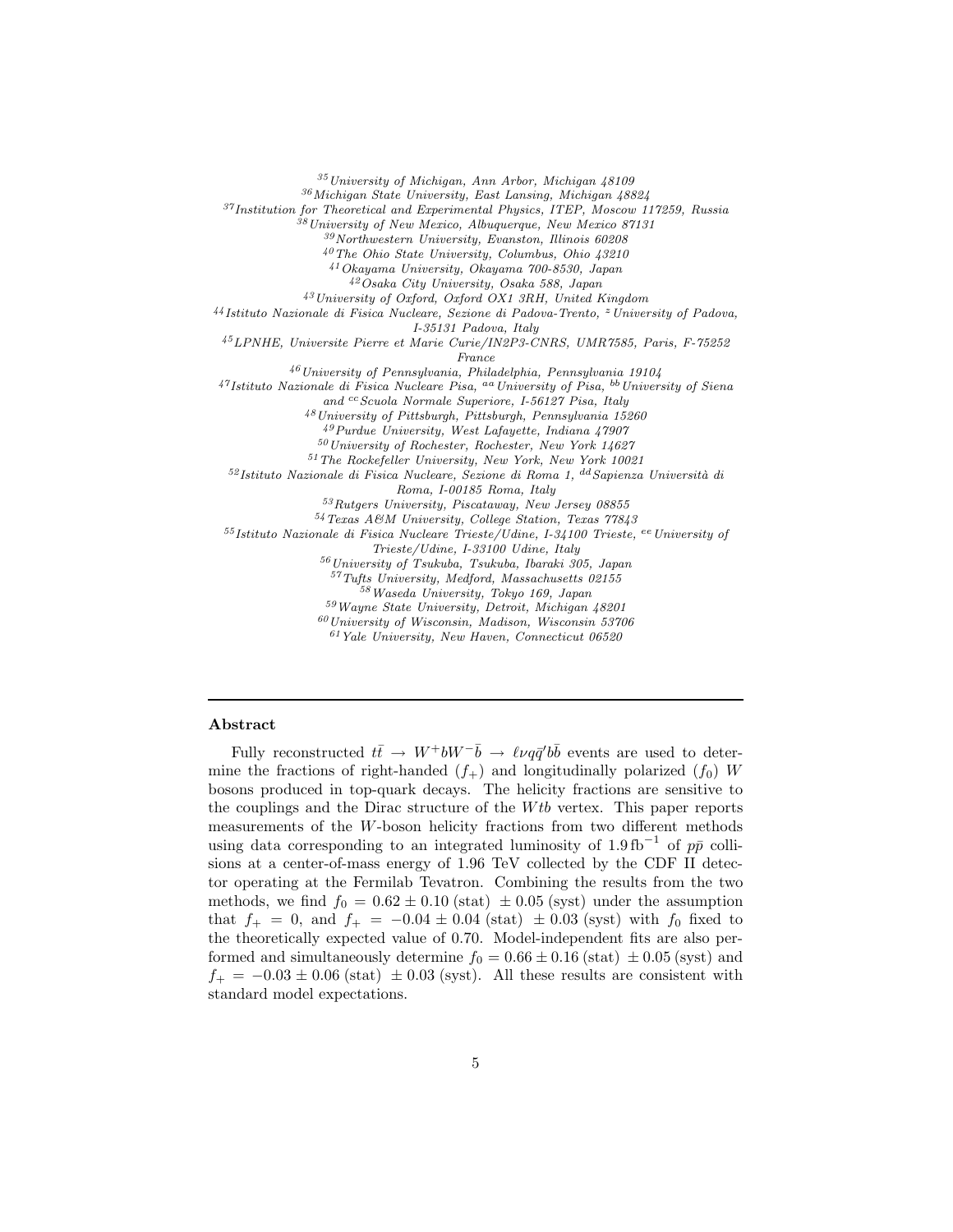[35] University of Michigan, Ann Arbor, Michigan 48109
[36] Michigan State University, East Lansing, Michigan 48824
[37] Institution for Theoretical and Experimental Physics, ITEP, Moscow 117259, Russia
[38] University of New Mexico, Albuquerque, New Mexico 87131
[39] Northwestern University, Evanston, Illinois 60208
[40] The Ohio State University, Columbus, Ohio 43210
[41] Okayama University, Okayama 700-8530, Japan
[42] Osaka City University, Osaka 588, Japan
[43] University of Oxford, Oxford OX1 3RH, United Kingdom
[44] Istituto Nazionale di Fisica Nucleare, Sezione di Padova-Trento, [z] University of Padova, I-35131 Padova, Italy
[45] LPNHE, Universite Pierre et Marie Curie/IN2P3-CNRS, UMR7585, Paris, F-75252 France
[46] University of Pennsylvania, Philadelphia, Pennsylvania 19104
[47] Istituto Nazionale di Fisica Nucleare Pisa, [aa] University of Pisa, [bb] University of Siena and [cc] Scuola Normale Superiore, I-56127 Pisa, Italy
[48] University of Pittsburgh, Pittsburgh, Pennsylvania 15260
[49] Purdue University, West Lafayette, Indiana 47907
[50] University of Rochester, Rochester, New York 14627
[51] The Rockefeller University, New York, New York 10021
[52] Istituto Nazionale di Fisica Nucleare, Sezione di Roma 1, [dd] Sapienza Università di Roma, I-00185 Roma, Italy
[53] Rutgers University, Piscataway, New Jersey 08855
[54] Texas A&M University, College Station, Texas 77843
[55] Istituto Nazionale di Fisica Nucleare Trieste/Udine, I-34100 Trieste, [ee] University of Trieste/Udine, I-33100 Udine, Italy
[56] University of Tsukuba, Tsukuba, Ibaraki 305, Japan
[57] Tufts University, Medford, Massachusetts 02155
[58] Waseda University, Tokyo 169, Japan
[59] Wayne State University, Detroit, Michigan 48201
[60] University of Wisconsin, Madison, Wisconsin 53706
[61] Yale University, New Haven, Connecticut 06520

---

### Abstract

Fully reconstructed $t\bar{t} \rightarrow W^+bW^-\bar{b} \rightarrow \ell\nu q\bar{q}'b\bar{b}$ events are used to determine the fractions of right-handed ($f_+$) and longitudinally polarized ($f_0$) $W$ bosons produced in top-quark decays. The helicity fractions are sensitive to the couplings and the Dirac structure of the $Wtb$ vertex. This paper reports measurements of the $W$-boson helicity fractions from two different methods using data corresponding to an integrated luminosity of $1.9\,\mathrm{fb}^{-1}$ of $p\bar{p}$ collisions at a center-of-mass energy of 1.96 TeV collected by the CDF II detector operating at the Fermilab Tevatron. Combining the results from the two methods, we find $f_0 = 0.62 \pm 0.10\,(\mathrm{stat}) \pm 0.05\,(\mathrm{syst})$ under the assumption that $f_+ = 0$, and $f_+ = -0.04 \pm 0.04\,(\mathrm{stat}) \pm 0.03\,(\mathrm{syst})$ with $f_0$ fixed to the theoretically expected value of 0.70. Model-independent fits are also performed and simultaneously determine $f_0 = 0.66 \pm 0.16\,(\mathrm{stat}) \pm 0.05\,(\mathrm{syst})$ and $f_+ = -0.03 \pm 0.06\,(\mathrm{stat}) \pm 0.03\,(\mathrm{syst})$. All these results are consistent with standard model expectations.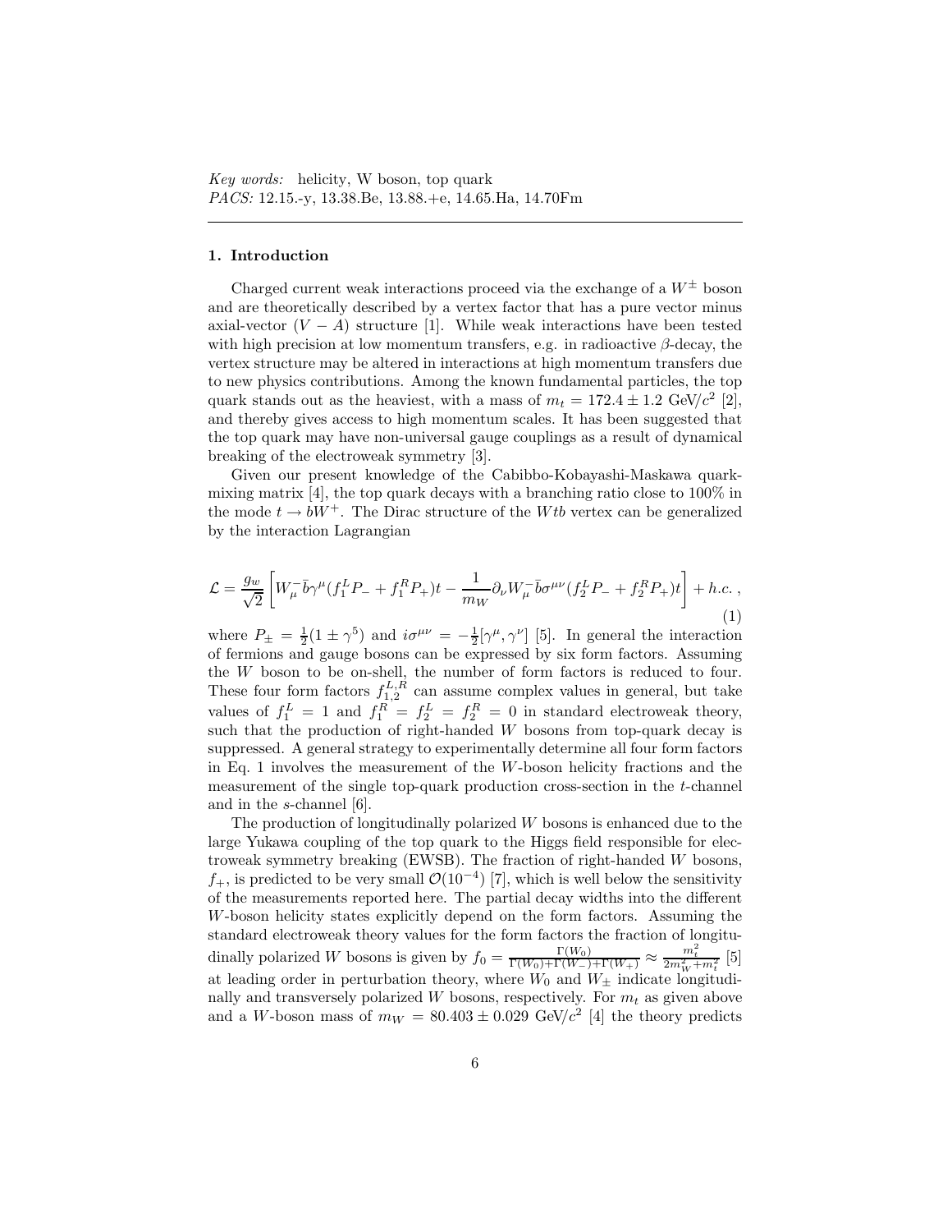*Key words:* helicity, W boson, top quark
*PACS:* 12.15.-y, 13.38.Be, 13.88.+e, 14.65.Ha, 14.70Fm

---

## 1. Introduction

Charged current weak interactions proceed via the exchange of a $W^{\pm}$ boson and are theoretically described by a vertex factor that has a pure vector minus axial-vector $(V-A)$ structure [1]. While weak interactions have been tested with high precision at low momentum transfers, e.g. in radioactive $\beta$-decay, the vertex structure may be altered in interactions at high momentum transfers due to new physics contributions. Among the known fundamental particles, the top quark stands out as the heaviest, with a mass of $m_t = 172.4 \pm 1.2$ GeV/$c^2$ [2], and thereby gives access to high momentum scales. It has been suggested that the top quark may have non-universal gauge couplings as a result of dynamical breaking of the electroweak symmetry [3].

Given our present knowledge of the Cabibbo-Kobayashi-Maskawa quark-mixing matrix [4], the top quark decays with a branching ratio close to 100% in the mode $t \to bW^+$. The Dirac structure of the $Wtb$ vertex can be generalized by the interaction Lagrangian

$$\mathcal{L} = \frac{g_w}{\sqrt{2}} \left[ W_\mu^- \bar{b} \gamma^\mu (f_1^L P_- + f_1^R P_+) t - \frac{1}{m_W} \partial_\nu W_\mu^- \bar{b} \sigma^{\mu\nu} (f_2^L P_- + f_2^R P_+) t \right] + h.c. \; , \tag{1}$$

where $P_\pm = \frac{1}{2}(1 \pm \gamma^5)$ and $i\sigma^{\mu\nu} = -\frac{1}{2}[\gamma^\mu, \gamma^\nu]$ [5]. In general the interaction of fermions and gauge bosons can be expressed by six form factors. Assuming the $W$ boson to be on-shell, the number of form factors is reduced to four. These four form factors $f_{1,2}^{L,R}$ can assume complex values in general, but take values of $f_1^L = 1$ and $f_1^R = f_2^L = f_2^R = 0$ in standard electroweak theory, such that the production of right-handed $W$ bosons from top-quark decay is suppressed. A general strategy to experimentally determine all four form factors in Eq. 1 involves the measurement of the $W$-boson helicity fractions and the measurement of the single top-quark production cross-section in the $t$-channel and in the $s$-channel [6].

The production of longitudinally polarized $W$ bosons is enhanced due to the large Yukawa coupling of the top quark to the Higgs field responsible for electroweak symmetry breaking (EWSB). The fraction of right-handed $W$ bosons, $f_+$, is predicted to be very small $\mathcal{O}(10^{-4})$ [7], which is well below the sensitivity of the measurements reported here. The partial decay widths into the different $W$-boson helicity states explicitly depend on the form factors. Assuming the standard electroweak theory values for the form factors the fraction of longitudinally polarized $W$ bosons is given by $f_0 = \frac{\Gamma(W_0)}{\Gamma(W_0)+\Gamma(W_-)+\Gamma(W_+)} \approx \frac{m_t^2}{2m_W^2+m_t^2}$ [5] at leading order in perturbation theory, where $W_0$ and $W_\pm$ indicate longitudinally and transversely polarized $W$ bosons, respectively. For $m_t$ as given above and a $W$-boson mass of $m_W = 80.403 \pm 0.029$ GeV/$c^2$ [4] the theory predicts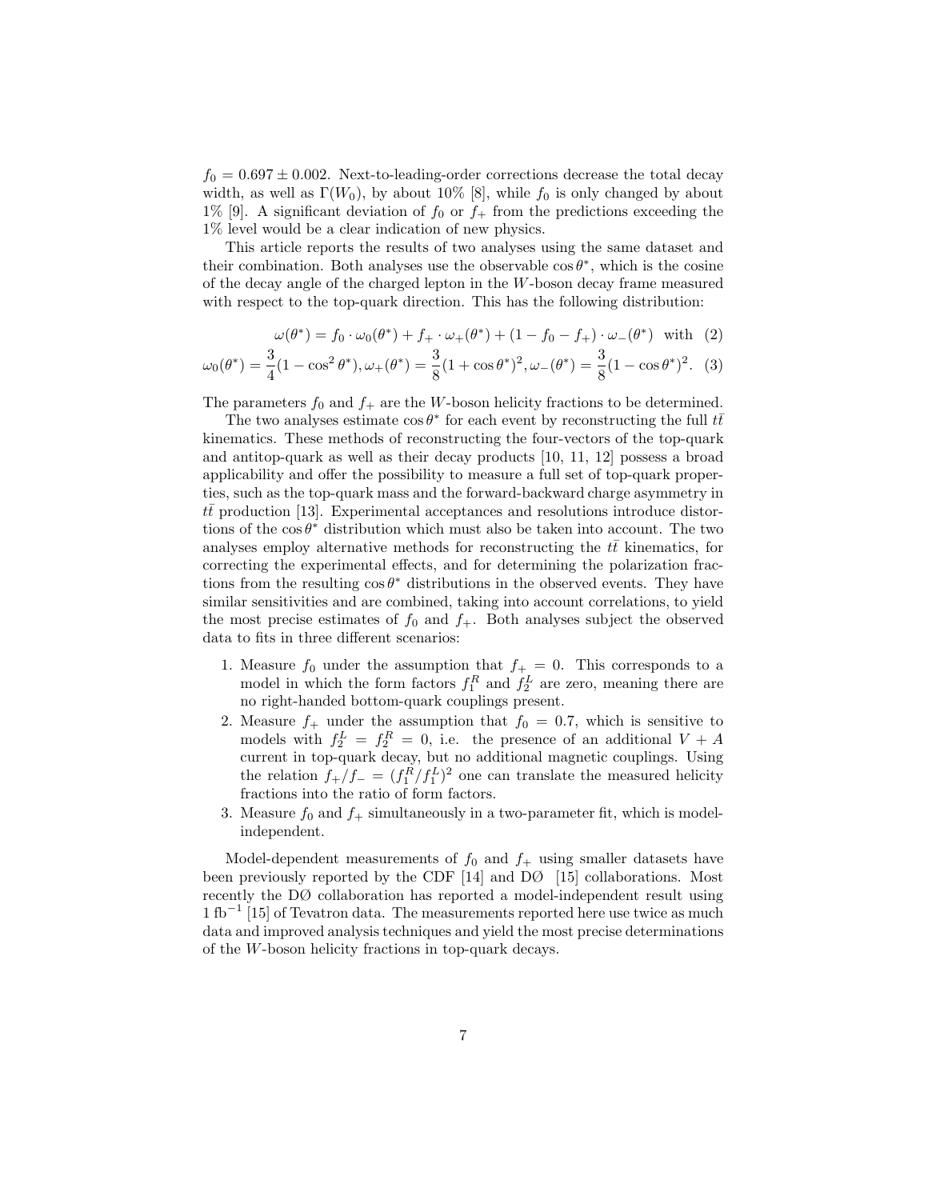$f_0 = 0.697 \pm 0.002$. Next-to-leading-order corrections decrease the total decay width, as well as $\Gamma(W_0)$, by about 10% [8], while $f_0$ is only changed by about 1% [9]. A significant deviation of $f_0$ or $f_+$ from the predictions exceeding the 1% level would be a clear indication of new physics.

This article reports the results of two analyses using the same dataset and their combination. Both analyses use the observable $\cos\theta^*$, which is the cosine of the decay angle of the charged lepton in the $W$-boson decay frame measured with respect to the top-quark direction. This has the following distribution:

$$\omega(\theta^*) = f_0 \cdot \omega_0(\theta^*) + f_+ \cdot \omega_+(\theta^*) + (1 - f_0 - f_+) \cdot \omega_-(\theta^*) \quad \text{with} \quad (2)$$

$$\omega_0(\theta^*) = \frac{3}{4}(1 - \cos^2\theta^*), \omega_+(\theta^*) = \frac{3}{8}(1 + \cos\theta^*)^2, \omega_-(\theta^*) = \frac{3}{8}(1 - \cos\theta^*)^2. \quad (3)$$

The parameters $f_0$ and $f_+$ are the $W$-boson helicity fractions to be determined.

The two analyses estimate $\cos\theta^*$ for each event by reconstructing the full $t\bar{t}$ kinematics. These methods of reconstructing the four-vectors of the top-quark and antitop-quark as well as their decay products [10, 11, 12] possess a broad applicability and offer the possibility to measure a full set of top-quark properties, such as the top-quark mass and the forward-backward charge asymmetry in $t\bar{t}$ production [13]. Experimental acceptances and resolutions introduce distortions of the $\cos\theta^*$ distribution which must also be taken into account. The two analyses employ alternative methods for reconstructing the $t\bar{t}$ kinematics, for correcting the experimental effects, and for determining the polarization fractions from the resulting $\cos\theta^*$ distributions in the observed events. They have similar sensitivities and are combined, taking into account correlations, to yield the most precise estimates of $f_0$ and $f_+$. Both analyses subject the observed data to fits in three different scenarios:

1. Measure $f_0$ under the assumption that $f_+ = 0$. This corresponds to a model in which the form factors $f_1^R$ and $f_2^L$ are zero, meaning there are no right-handed bottom-quark couplings present.
2. Measure $f_+$ under the assumption that $f_0 = 0.7$, which is sensitive to models with $f_2^L = f_2^R = 0$, i.e. the presence of an additional $V + A$ current in top-quark decay, but no additional magnetic couplings. Using the relation $f_+/f_- = (f_1^R/f_1^L)^2$ one can translate the measured helicity fractions into the ratio of form factors.
3. Measure $f_0$ and $f_+$ simultaneously in a two-parameter fit, which is model-independent.

Model-dependent measurements of $f_0$ and $f_+$ using smaller datasets have been previously reported by the CDF [14] and DØ [15] collaborations. Most recently the DØ collaboration has reported a model-independent result using 1 fb$^{-1}$ [15] of Tevatron data. The measurements reported here use twice as much data and improved analysis techniques and yield the most precise determinations of the $W$-boson helicity fractions in top-quark decays.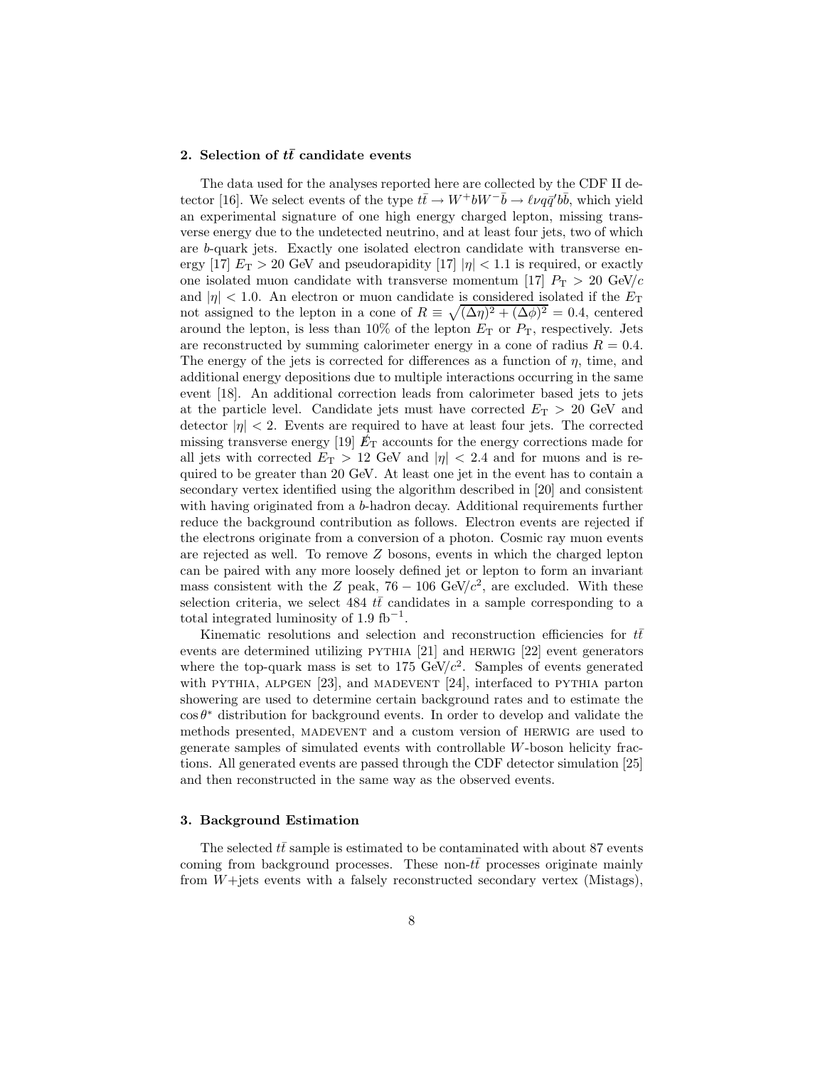## 2. Selection of $t\bar{t}$ candidate events

The data used for the analyses reported here are collected by the CDF II detector [16]. We select events of the type $t\bar{t} \rightarrow W^+bW^-\bar{b} \rightarrow \ell\nu q\bar{q}'b\bar{b}$, which yield an experimental signature of one high energy charged lepton, missing transverse energy due to the undetected neutrino, and at least four jets, two of which are $b$-quark jets. Exactly one isolated electron candidate with transverse energy [17] $E_{\mathrm{T}} > 20$ GeV and pseudorapidity [17] $|\eta| < 1.1$ is required, or exactly one isolated muon candidate with transverse momentum [17] $P_{\mathrm{T}} > 20$ GeV/$c$ and $|\eta| < 1.0$. An electron or muon candidate is considered isolated if the $E_{\mathrm{T}}$ not assigned to the lepton in a cone of $R \equiv \sqrt{(\Delta\eta)^2 + (\Delta\phi)^2} = 0.4$, centered around the lepton, is less than 10% of the lepton $E_{\mathrm{T}}$ or $P_{\mathrm{T}}$, respectively. Jets are reconstructed by summing calorimeter energy in a cone of radius $R = 0.4$. The energy of the jets is corrected for differences as a function of $\eta$, time, and additional energy depositions due to multiple interactions occurring in the same event [18]. An additional correction leads from calorimeter based jets to jets at the particle level. Candidate jets must have corrected $E_{\mathrm{T}} > 20$ GeV and detector $|\eta| < 2$. Events are required to have at least four jets. The corrected missing transverse energy [19] $\not\!\!E_{\mathrm{T}}$ accounts for the energy corrections made for all jets with corrected $E_{\mathrm{T}} > 12$ GeV and $|\eta| < 2.4$ and for muons and is required to be greater than 20 GeV. At least one jet in the event has to contain a secondary vertex identified using the algorithm described in [20] and consistent with having originated from a $b$-hadron decay. Additional requirements further reduce the background contribution as follows. Electron events are rejected if the electrons originate from a conversion of a photon. Cosmic ray muon events are rejected as well. To remove $Z$ bosons, events in which the charged lepton can be paired with any more loosely defined jet or lepton to form an invariant mass consistent with the $Z$ peak, $76 - 106$ GeV/$c^2$, are excluded. With these selection criteria, we select 484 $t\bar{t}$ candidates in a sample corresponding to a total integrated luminosity of 1.9 fb$^{-1}$.

Kinematic resolutions and selection and reconstruction efficiencies for $t\bar{t}$ events are determined utilizing PYTHIA [21] and HERWIG [22] event generators where the top-quark mass is set to 175 GeV/$c^2$. Samples of events generated with PYTHIA, ALPGEN [23], and MADEVENT [24], interfaced to PYTHIA parton showering are used to determine certain background rates and to estimate the $\cos\theta^*$ distribution for background events. In order to develop and validate the methods presented, MADEVENT and a custom version of HERWIG are used to generate samples of simulated events with controllable $W$-boson helicity fractions. All generated events are passed through the CDF detector simulation [25] and then reconstructed in the same way as the observed events.

## 3. Background Estimation

The selected $t\bar{t}$ sample is estimated to be contaminated with about 87 events coming from background processes. These non-$t\bar{t}$ processes originate mainly from $W$+jets events with a falsely reconstructed secondary vertex (Mistags),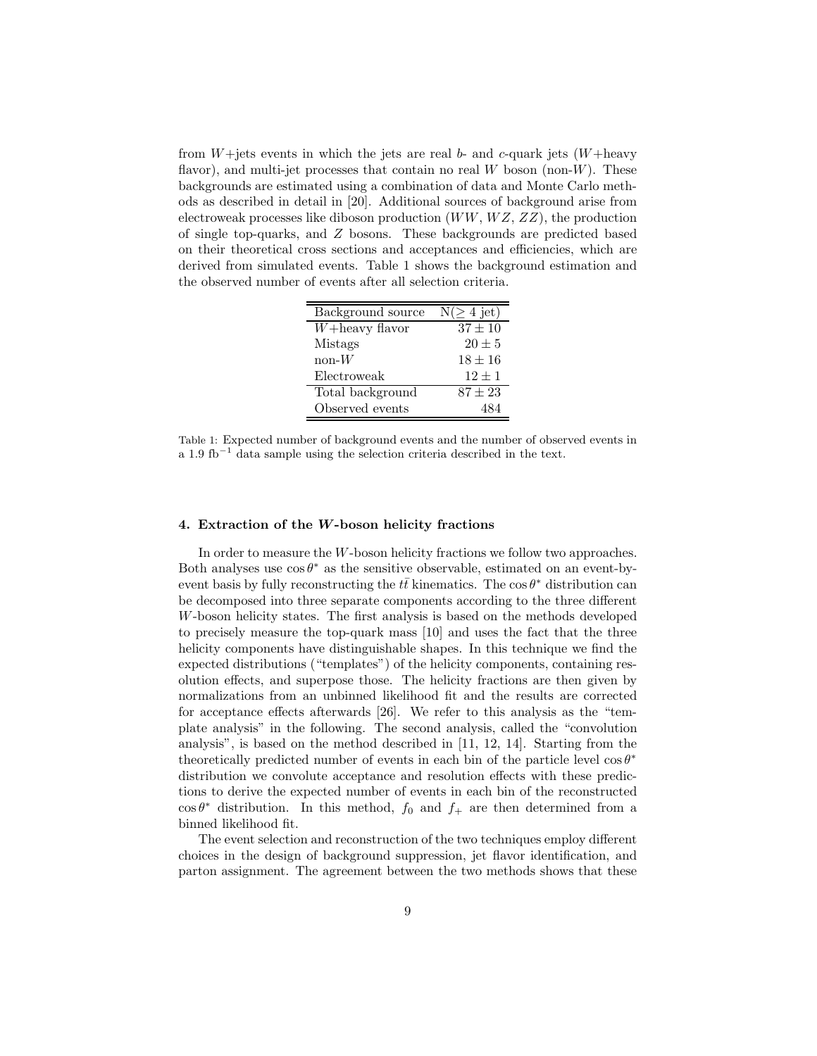from $W$+jets events in which the jets are real $b$- and $c$-quark jets ($W$+heavy flavor), and multi-jet processes that contain no real $W$ boson (non-$W$). These backgrounds are estimated using a combination of data and Monte Carlo methods as described in detail in [20]. Additional sources of background arise from electroweak processes like diboson production ($WW$, $WZ$, $ZZ$), the production of single top-quarks, and $Z$ bosons. These backgrounds are predicted based on their theoretical cross sections and acceptances and efficiencies, which are derived from simulated events. Table 1 shows the background estimation and the observed number of events after all selection criteria.

| Background source | N($\geq 4$ jet) |
|---|---|
| $W$+heavy flavor | $37 \pm 10$ |
| Mistags | $20 \pm 5$ |
| non-$W$ | $18 \pm 16$ |
| Electroweak | $12 \pm 1$ |
| Total background | $87 \pm 23$ |
| Observed events | 484 |

Table 1: Expected number of background events and the number of observed events in a 1.9 fb$^{-1}$ data sample using the selection criteria described in the text.

### 4. Extraction of the $W$-boson helicity fractions

In order to measure the $W$-boson helicity fractions we follow two approaches. Both analyses use $\cos\theta^*$ as the sensitive observable, estimated on an event-by-event basis by fully reconstructing the $t\bar{t}$ kinematics. The $\cos\theta^*$ distribution can be decomposed into three separate components according to the three different $W$-boson helicity states. The first analysis is based on the methods developed to precisely measure the top-quark mass [10] and uses the fact that the three helicity components have distinguishable shapes. In this technique we find the expected distributions ("templates") of the helicity components, containing resolution effects, and superpose those. The helicity fractions are then given by normalizations from an unbinned likelihood fit and the results are corrected for acceptance effects afterwards [26]. We refer to this analysis as the "template analysis" in the following. The second analysis, called the "convolution analysis", is based on the method described in [11, 12, 14]. Starting from the theoretically predicted number of events in each bin of the particle level $\cos\theta^*$ distribution we convolute acceptance and resolution effects with these predictions to derive the expected number of events in each bin of the reconstructed $\cos\theta^*$ distribution. In this method, $f_0$ and $f_+$ are then determined from a binned likelihood fit.

The event selection and reconstruction of the two techniques employ different choices in the design of background suppression, jet flavor identification, and parton assignment. The agreement between the two methods shows that these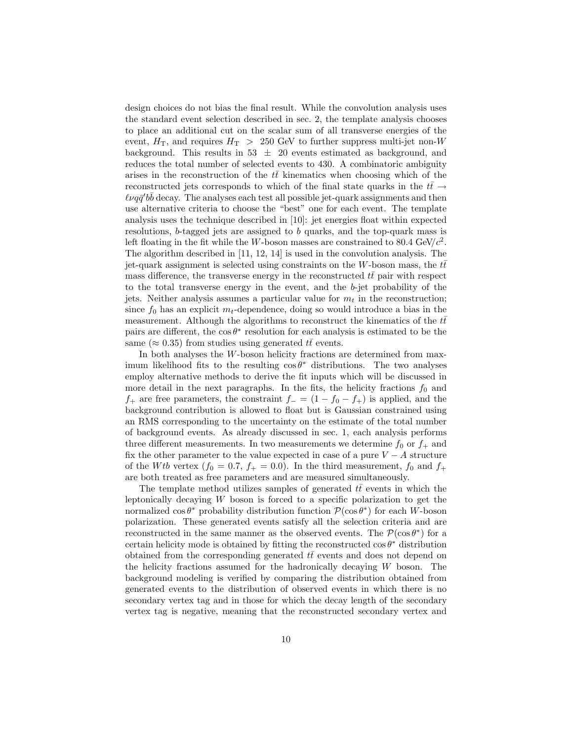design choices do not bias the final result. While the convolution analysis uses the standard event selection described in sec. 2, the template analysis chooses to place an additional cut on the scalar sum of all transverse energies of the event, $H_{\mathrm{T}}$, and requires $H_{\mathrm{T}} > 250$ GeV to further suppress multi-jet non-$W$ background. This results in $53 \pm 20$ events estimated as background, and reduces the total number of selected events to 430. A combinatoric ambiguity arises in the reconstruction of the $t\bar{t}$ kinematics when choosing which of the reconstructed jets corresponds to which of the final state quarks in the $t\bar{t} \rightarrow \ell\nu q\bar{q}'b\bar{b}$ decay. The analyses each test all possible jet-quark assignments and then use alternative criteria to choose the "best" one for each event. The template analysis uses the technique described in [10]: jet energies float within expected resolutions, $b$-tagged jets are assigned to $b$ quarks, and the top-quark mass is left floating in the fit while the $W$-boson masses are constrained to 80.4 GeV/$c^2$. The algorithm described in [11, 12, 14] is used in the convolution analysis. The jet-quark assignment is selected using constraints on the $W$-boson mass, the $t\bar{t}$ mass difference, the transverse energy in the reconstructed $t\bar{t}$ pair with respect to the total transverse energy in the event, and the $b$-jet probability of the jets. Neither analysis assumes a particular value for $m_t$ in the reconstruction; since $f_0$ has an explicit $m_t$-dependence, doing so would introduce a bias in the measurement. Although the algorithms to reconstruct the kinematics of the $t\bar{t}$ pairs are different, the $\cos\theta^*$ resolution for each analysis is estimated to be the same ($\approx 0.35$) from studies using generated $t\bar{t}$ events.

In both analyses the $W$-boson helicity fractions are determined from maximum likelihood fits to the resulting $\cos\theta^*$ distributions. The two analyses employ alternative methods to derive the fit inputs which will be discussed in more detail in the next paragraphs. In the fits, the helicity fractions $f_0$ and $f_+$ are free parameters, the constraint $f_- = (1 - f_0 - f_+)$ is applied, and the background contribution is allowed to float but is Gaussian constrained using an RMS corresponding to the uncertainty on the estimate of the total number of background events. As already discussed in sec. 1, each analysis performs three different measurements. In two measurements we determine $f_0$ or $f_+$ and fix the other parameter to the value expected in case of a pure $V - A$ structure of the $Wtb$ vertex ($f_0 = 0.7$, $f_+ = 0.0$). In the third measurement, $f_0$ and $f_+$ are both treated as free parameters and are measured simultaneously.

The template method utilizes samples of generated $t\bar{t}$ events in which the leptonically decaying $W$ boson is forced to a specific polarization to get the normalized $\cos\theta^*$ probability distribution function $\mathcal{P}(\cos\theta^*)$ for each $W$-boson polarization. These generated events satisfy all the selection criteria and are reconstructed in the same manner as the observed events. The $\mathcal{P}(\cos\theta^*)$ for a certain helicity mode is obtained by fitting the reconstructed $\cos\theta^*$ distribution obtained from the corresponding generated $t\bar{t}$ events and does not depend on the helicity fractions assumed for the hadronically decaying $W$ boson. The background modeling is verified by comparing the distribution obtained from generated events to the distribution of observed events in which there is no secondary vertex tag and in those for which the decay length of the secondary vertex tag is negative, meaning that the reconstructed secondary vertex and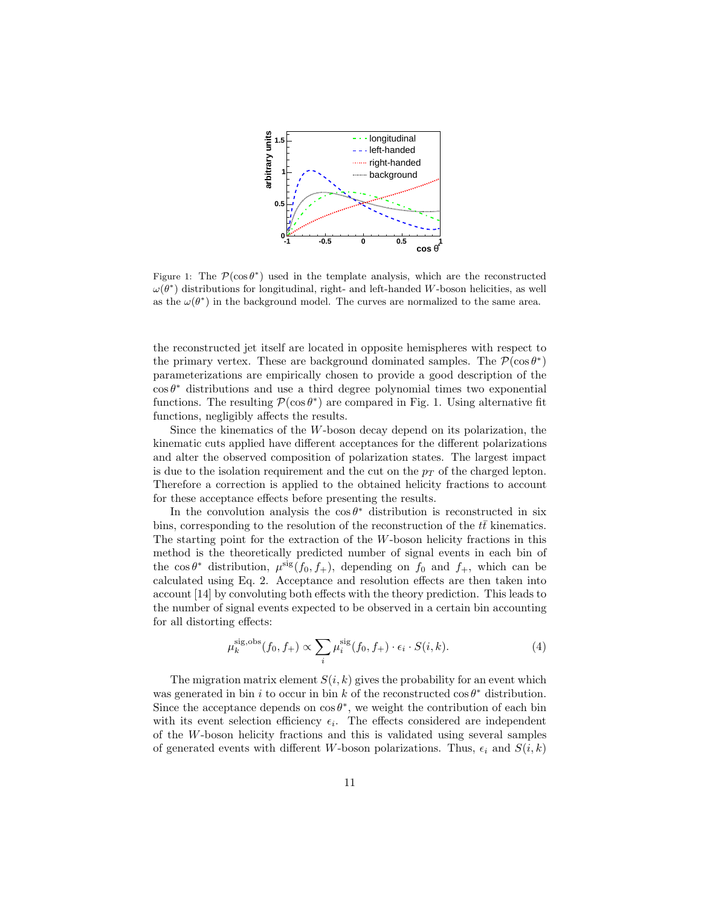Figure 1: The $\mathcal{P}(\cos\theta^*)$ used in the template analysis, which are the reconstructed $\omega(\theta^*)$ distributions for longitudinal, right- and left-handed $W$-boson helicities, as well as the $\omega(\theta^*)$ in the background model. The curves are normalized to the same area.

the reconstructed jet itself are located in opposite hemispheres with respect to the primary vertex. These are background dominated samples. The $\mathcal{P}(\cos\theta^*)$ parameterizations are empirically chosen to provide a good description of the $\cos\theta^*$ distributions and use a third degree polynomial times two exponential functions. The resulting $\mathcal{P}(\cos\theta^*)$ are compared in Fig. 1. Using alternative fit functions, negligibly affects the results.

Since the kinematics of the $W$-boson decay depend on its polarization, the kinematic cuts applied have different acceptances for the different polarizations and alter the observed composition of polarization states. The largest impact is due to the isolation requirement and the cut on the $p_T$ of the charged lepton. Therefore a correction is applied to the obtained helicity fractions to account for these acceptance effects before presenting the results.

In the convolution analysis the $\cos\theta^*$ distribution is reconstructed in six bins, corresponding to the resolution of the reconstruction of the $t\bar{t}$ kinematics. The starting point for the extraction of the $W$-boson helicity fractions in this method is the theoretically predicted number of signal events in each bin of the $\cos\theta^*$ distribution, $\mu^{\mathrm{sig}}(f_0, f_+)$, depending on $f_0$ and $f_+$, which can be calculated using Eq. 2. Acceptance and resolution effects are then taken into account [14] by convoluting both effects with the theory prediction. This leads to the number of signal events expected to be observed in a certain bin accounting for all distorting effects:

$$\mu_k^{\mathrm{sig,obs}}(f_0, f_+) \propto \sum_i \mu_i^{\mathrm{sig}}(f_0, f_+) \cdot \epsilon_i \cdot S(i, k). \tag{4}$$

The migration matrix element $S(i, k)$ gives the probability for an event which was generated in bin $i$ to occur in bin $k$ of the reconstructed $\cos\theta^*$ distribution. Since the acceptance depends on $\cos\theta^*$, we weight the contribution of each bin with its event selection efficiency $\epsilon_i$. The effects considered are independent of the $W$-boson helicity fractions and this is validated using several samples of generated events with different $W$-boson polarizations. Thus, $\epsilon_i$ and $S(i, k)$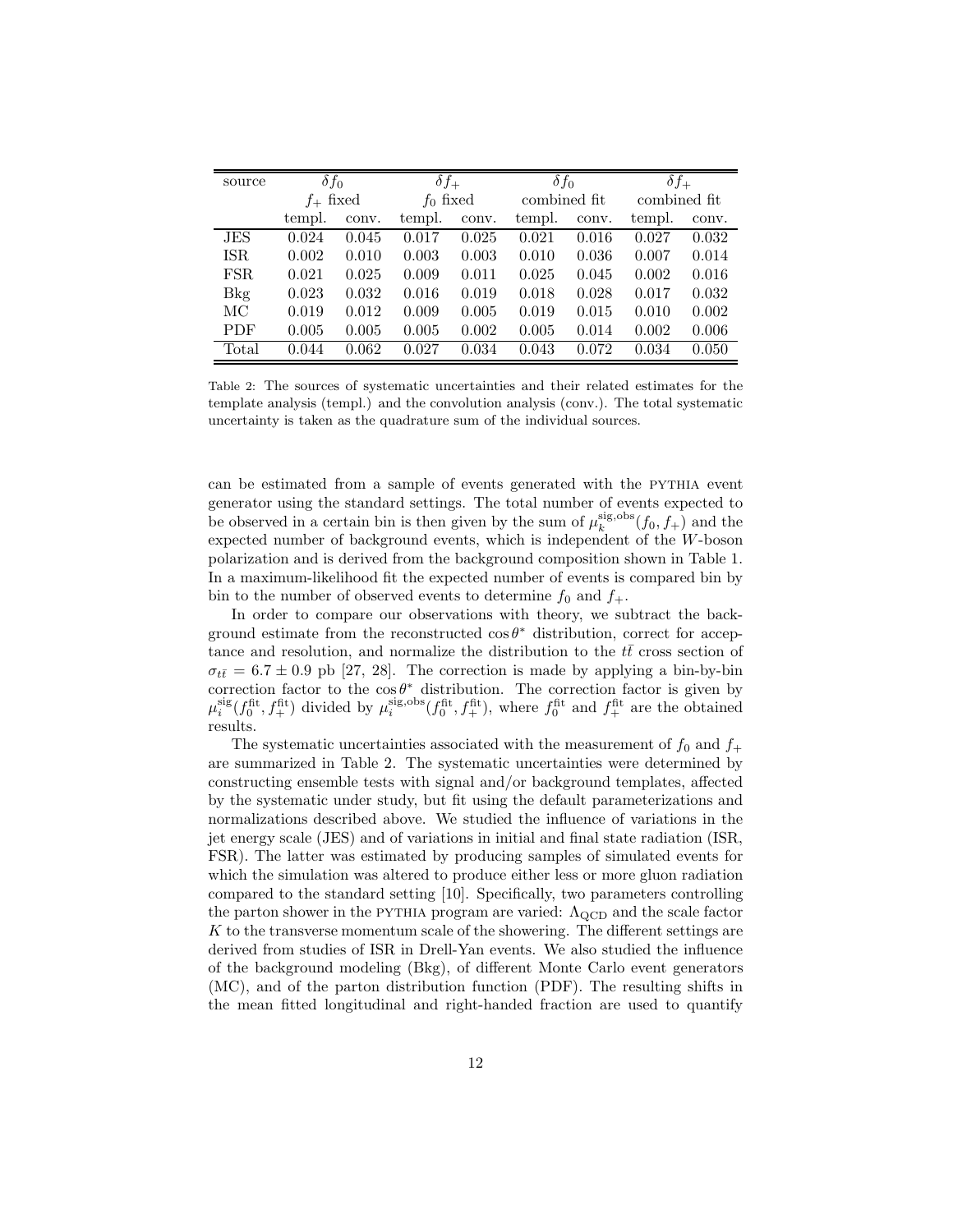| source | $\delta f_0$ | | $\delta f_+$ | | $\delta f_0$ | | $\delta f_+$ | |
|---|---|---|---|---|---|---|---|---|
| | $f_+$ fixed | | $f_0$ fixed | | combined fit | | combined fit | |
| | templ. | conv. | templ. | conv. | templ. | conv. | templ. | conv. |
| JES | 0.024 | 0.045 | 0.017 | 0.025 | 0.021 | 0.016 | 0.027 | 0.032 |
| ISR | 0.002 | 0.010 | 0.003 | 0.003 | 0.010 | 0.036 | 0.007 | 0.014 |
| FSR | 0.021 | 0.025 | 0.009 | 0.011 | 0.025 | 0.045 | 0.002 | 0.016 |
| Bkg | 0.023 | 0.032 | 0.016 | 0.019 | 0.018 | 0.028 | 0.017 | 0.032 |
| MC | 0.019 | 0.012 | 0.009 | 0.005 | 0.019 | 0.015 | 0.010 | 0.002 |
| PDF | 0.005 | 0.005 | 0.005 | 0.002 | 0.005 | 0.014 | 0.002 | 0.006 |
| Total | 0.044 | 0.062 | 0.027 | 0.034 | 0.043 | 0.072 | 0.034 | 0.050 |

Table 2: The sources of systematic uncertainties and their related estimates for the template analysis (templ.) and the convolution analysis (conv.). The total systematic uncertainty is taken as the quadrature sum of the individual sources.

can be estimated from a sample of events generated with the PYTHIA event generator using the standard settings. The total number of events expected to be observed in a certain bin is then given by the sum of $\mu_k^{\mathrm{sig,obs}}(f_0, f_+)$ and the expected number of background events, which is independent of the $W$-boson polarization and is derived from the background composition shown in Table 1. In a maximum-likelihood fit the expected number of events is compared bin by bin to the number of observed events to determine $f_0$ and $f_+$.

In order to compare our observations with theory, we subtract the background estimate from the reconstructed $\cos\theta^*$ distribution, correct for acceptance and resolution, and normalize the distribution to the $t\bar{t}$ cross section of $\sigma_{t\bar{t}} = 6.7 \pm 0.9$ pb [27, 28]. The correction is made by applying a bin-by-bin correction factor to the $\cos\theta^*$ distribution. The correction factor is given by $\mu_i^{\mathrm{sig}}(f_0^{\mathrm{fit}}, f_+^{\mathrm{fit}})$ divided by $\mu_i^{\mathrm{sig,obs}}(f_0^{\mathrm{fit}}, f_+^{\mathrm{fit}})$, where $f_0^{\mathrm{fit}}$ and $f_+^{\mathrm{fit}}$ are the obtained results.

The systematic uncertainties associated with the measurement of $f_0$ and $f_+$ are summarized in Table 2. The systematic uncertainties were determined by constructing ensemble tests with signal and/or background templates, affected by the systematic under study, but fit using the default parameterizations and normalizations described above. We studied the influence of variations in the jet energy scale (JES) and of variations in initial and final state radiation (ISR, FSR). The latter was estimated by producing samples of simulated events for which the simulation was altered to produce either less or more gluon radiation compared to the standard setting [10]. Specifically, two parameters controlling the parton shower in the PYTHIA program are varied: $\Lambda_{\mathrm{QCD}}$ and the scale factor $K$ to the transverse momentum scale of the showering. The different settings are derived from studies of ISR in Drell-Yan events. We also studied the influence of the background modeling (Bkg), of different Monte Carlo event generators (MC), and of the parton distribution function (PDF). The resulting shifts in the mean fitted longitudinal and right-handed fraction are used to quantify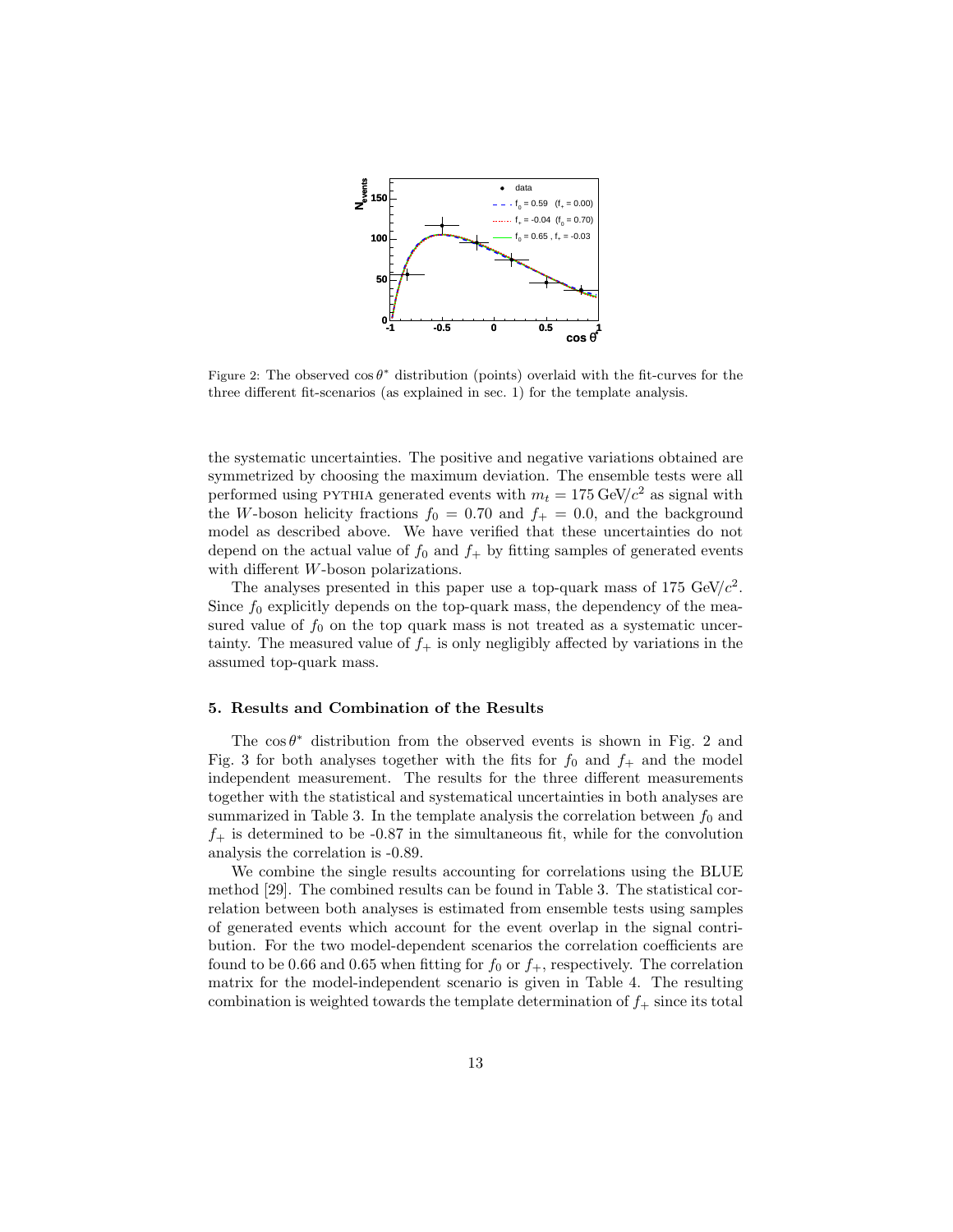Figure 2: The observed $\cos\theta^*$ distribution (points) overlaid with the fit-curves for the three different fit-scenarios (as explained in sec. 1) for the template analysis.

the systematic uncertainties. The positive and negative variations obtained are symmetrized by choosing the maximum deviation. The ensemble tests were all performed using PYTHIA generated events with $m_t = 175\,\text{GeV}/c^2$ as signal with the $W$-boson helicity fractions $f_0 = 0.70$ and $f_+ = 0.0$, and the background model as described above. We have verified that these uncertainties do not depend on the actual value of $f_0$ and $f_+$ by fitting samples of generated events with different $W$-boson polarizations.

The analyses presented in this paper use a top-quark mass of 175 GeV/$c^2$. Since $f_0$ explicitly depends on the top-quark mass, the dependency of the measured value of $f_0$ on the top quark mass is not treated as a systematic uncertainty. The measured value of $f_+$ is only negligibly affected by variations in the assumed top-quark mass.

### 5. Results and Combination of the Results

The $\cos\theta^*$ distribution from the observed events is shown in Fig. 2 and Fig. 3 for both analyses together with the fits for $f_0$ and $f_+$ and the model independent measurement. The results for the three different measurements together with the statistical and systematical uncertainties in both analyses are summarized in Table 3. In the template analysis the correlation between $f_0$ and $f_+$ is determined to be -0.87 in the simultaneous fit, while for the convolution analysis the correlation is -0.89.

We combine the single results accounting for correlations using the BLUE method [29]. The combined results can be found in Table 3. The statistical correlation between both analyses is estimated from ensemble tests using samples of generated events which account for the event overlap in the signal contribution. For the two model-dependent scenarios the correlation coefficients are found to be 0.66 and 0.65 when fitting for $f_0$ or $f_+$, respectively. The correlation matrix for the model-independent scenario is given in Table 4. The resulting combination is weighted towards the template determination of $f_+$ since its total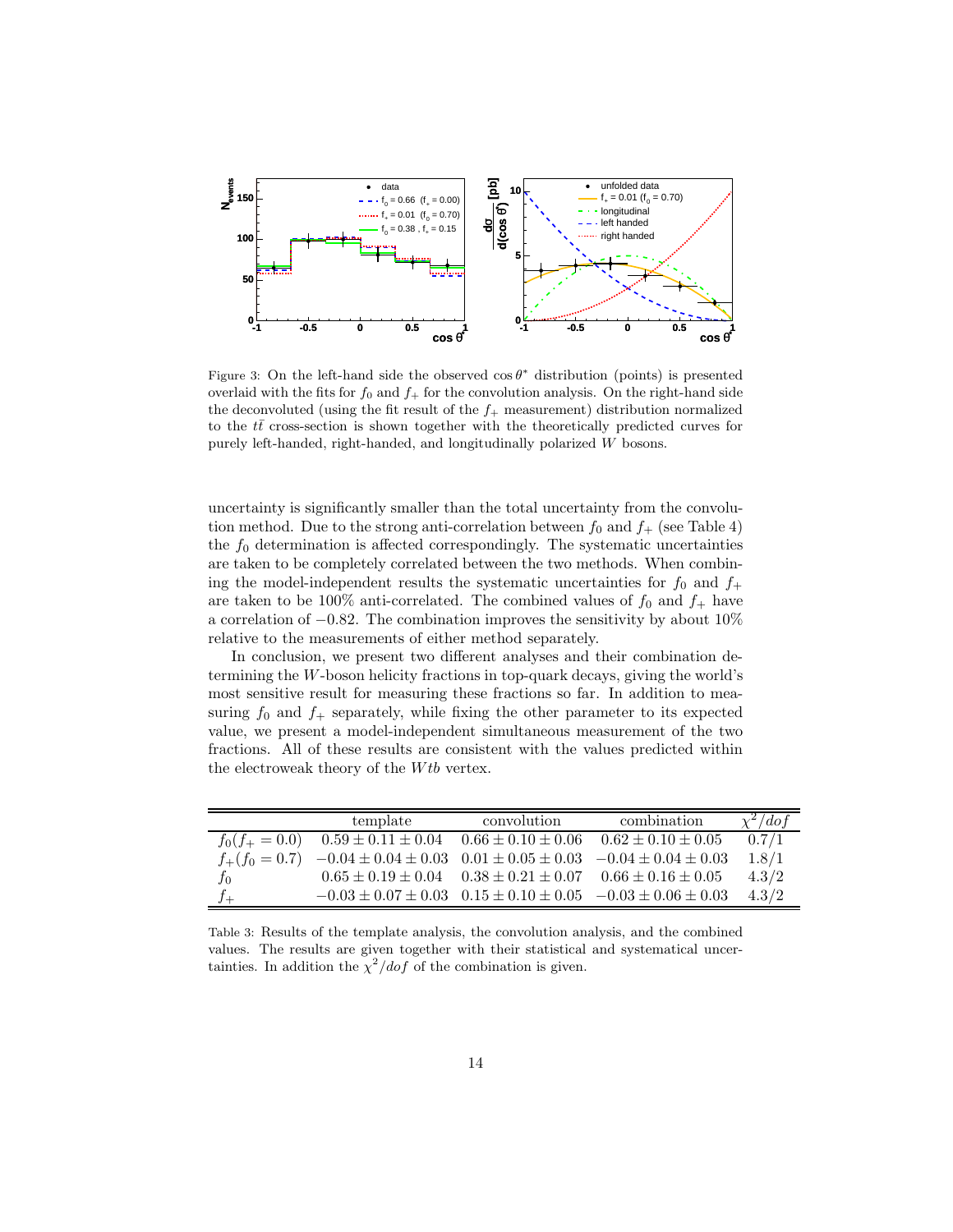Figure 3: On the left-hand side the observed $\cos\theta^*$ distribution (points) is presented overlaid with the fits for $f_0$ and $f_+$ for the convolution analysis. On the right-hand side the deconvoluted (using the fit result of the $f_+$ measurement) distribution normalized to the $t\bar{t}$ cross-section is shown together with the theoretically predicted curves for purely left-handed, right-handed, and longitudinally polarized $W$ bosons.

uncertainty is significantly smaller than the total uncertainty from the convolution method. Due to the strong anti-correlation between $f_0$ and $f_+$ (see Table 4) the $f_0$ determination is affected correspondingly. The systematic uncertainties are taken to be completely correlated between the two methods. When combining the model-independent results the systematic uncertainties for $f_0$ and $f_+$ are taken to be 100% anti-correlated. The combined values of $f_0$ and $f_+$ have a correlation of $-0.82$. The combination improves the sensitivity by about 10% relative to the measurements of either method separately.

In conclusion, we present two different analyses and their combination determining the $W$-boson helicity fractions in top-quark decays, giving the world's most sensitive result for measuring these fractions so far. In addition to measuring $f_0$ and $f_+$ separately, while fixing the other parameter to its expected value, we present a model-independent simultaneous measurement of the two fractions. All of these results are consistent with the values predicted within the electroweak theory of the $Wtb$ vertex.

| | template | convolution | combination | $\chi^2/dof$ |
|---|---|---|---|---|
| $f_0(f_+ = 0.0)$ | $0.59 \pm 0.11 \pm 0.04$ | $0.66 \pm 0.10 \pm 0.06$ | $0.62 \pm 0.10 \pm 0.05$ | $0.7/1$ |
| $f_+(f_0 = 0.7)$ | $-0.04 \pm 0.04 \pm 0.03$ | $0.01 \pm 0.05 \pm 0.03$ | $-0.04 \pm 0.04 \pm 0.03$ | $1.8/1$ |
| $f_0$ | $0.65 \pm 0.19 \pm 0.04$ | $0.38 \pm 0.21 \pm 0.07$ | $0.66 \pm 0.16 \pm 0.05$ | $4.3/2$ |
| $f_+$ | $-0.03 \pm 0.07 \pm 0.03$ | $0.15 \pm 0.10 \pm 0.05$ | $-0.03 \pm 0.06 \pm 0.03$ | $4.3/2$ |

Table 3: Results of the template analysis, the convolution analysis, and the combined values. The results are given together with their statistical and systematical uncertainties. In addition the $\chi^2/dof$ of the combination is given.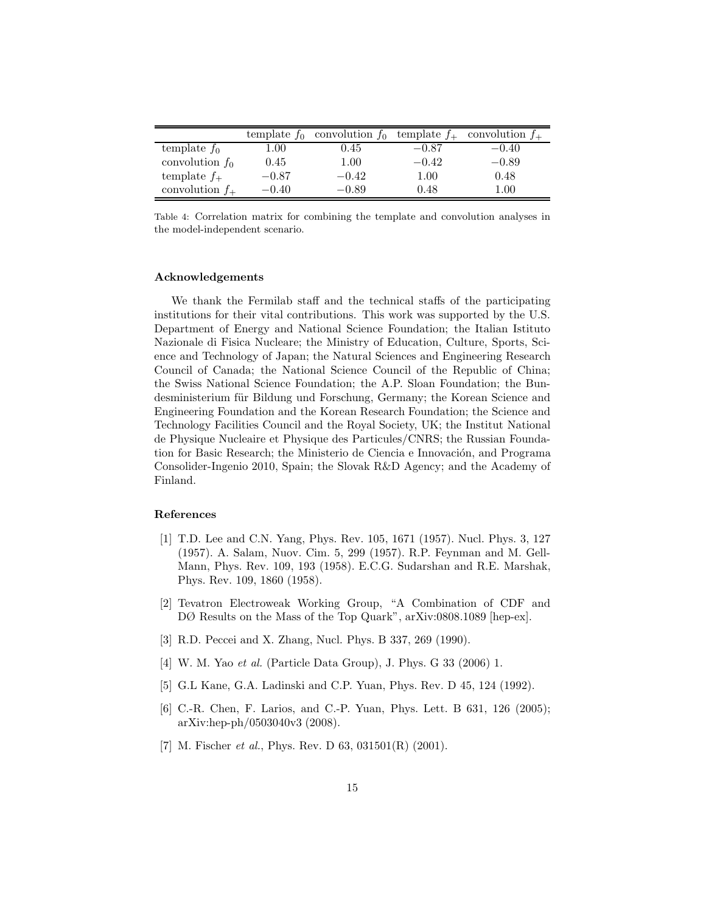| | template $f_0$ | convolution $f_0$ | template $f_+$ | convolution $f_+$ |
|---|---|---|---|---|
| template $f_0$ | 1.00 | 0.45 | $-0.87$ | $-0.40$ |
| convolution $f_0$ | 0.45 | 1.00 | $-0.42$ | $-0.89$ |
| template $f_+$ | $-0.87$ | $-0.42$ | 1.00 | 0.48 |
| convolution $f_+$ | $-0.40$ | $-0.89$ | 0.48 | 1.00 |

Table 4: Correlation matrix for combining the template and convolution analyses in the model-independent scenario.

### Acknowledgements

We thank the Fermilab staff and the technical staffs of the participating institutions for their vital contributions. This work was supported by the U.S. Department of Energy and National Science Foundation; the Italian Istituto Nazionale di Fisica Nucleare; the Ministry of Education, Culture, Sports, Science and Technology of Japan; the Natural Sciences and Engineering Research Council of Canada; the National Science Council of the Republic of China; the Swiss National Science Foundation; the A.P. Sloan Foundation; the Bundesministerium für Bildung und Forschung, Germany; the Korean Science and Engineering Foundation and the Korean Research Foundation; the Science and Technology Facilities Council and the Royal Society, UK; the Institut National de Physique Nucleaire et Physique des Particules/CNRS; the Russian Foundation for Basic Research; the Ministerio de Ciencia e Innovación, and Programa Consolider-Ingenio 2010, Spain; the Slovak R&D Agency; and the Academy of Finland.

### References

[1] T.D. Lee and C.N. Yang, Phys. Rev. 105, 1671 (1957). Nucl. Phys. 3, 127 (1957). A. Salam, Nuov. Cim. 5, 299 (1957). R.P. Feynman and M. Gell-Mann, Phys. Rev. 109, 193 (1958). E.C.G. Sudarshan and R.E. Marshak, Phys. Rev. 109, 1860 (1958).

[2] Tevatron Electroweak Working Group, "A Combination of CDF and DØ Results on the Mass of the Top Quark", arXiv:0808.1089 [hep-ex].

[3] R.D. Peccei and X. Zhang, Nucl. Phys. B 337, 269 (1990).

[4] W. M. Yao *et al.* (Particle Data Group), J. Phys. G 33 (2006) 1.

[5] G.L Kane, G.A. Ladinski and C.P. Yuan, Phys. Rev. D 45, 124 (1992).

[6] C.-R. Chen, F. Larios, and C.-P. Yuan, Phys. Lett. B 631, 126 (2005); arXiv:hep-ph/0503040v3 (2008).

[7] M. Fischer *et al.*, Phys. Rev. D 63, 031501(R) (2001).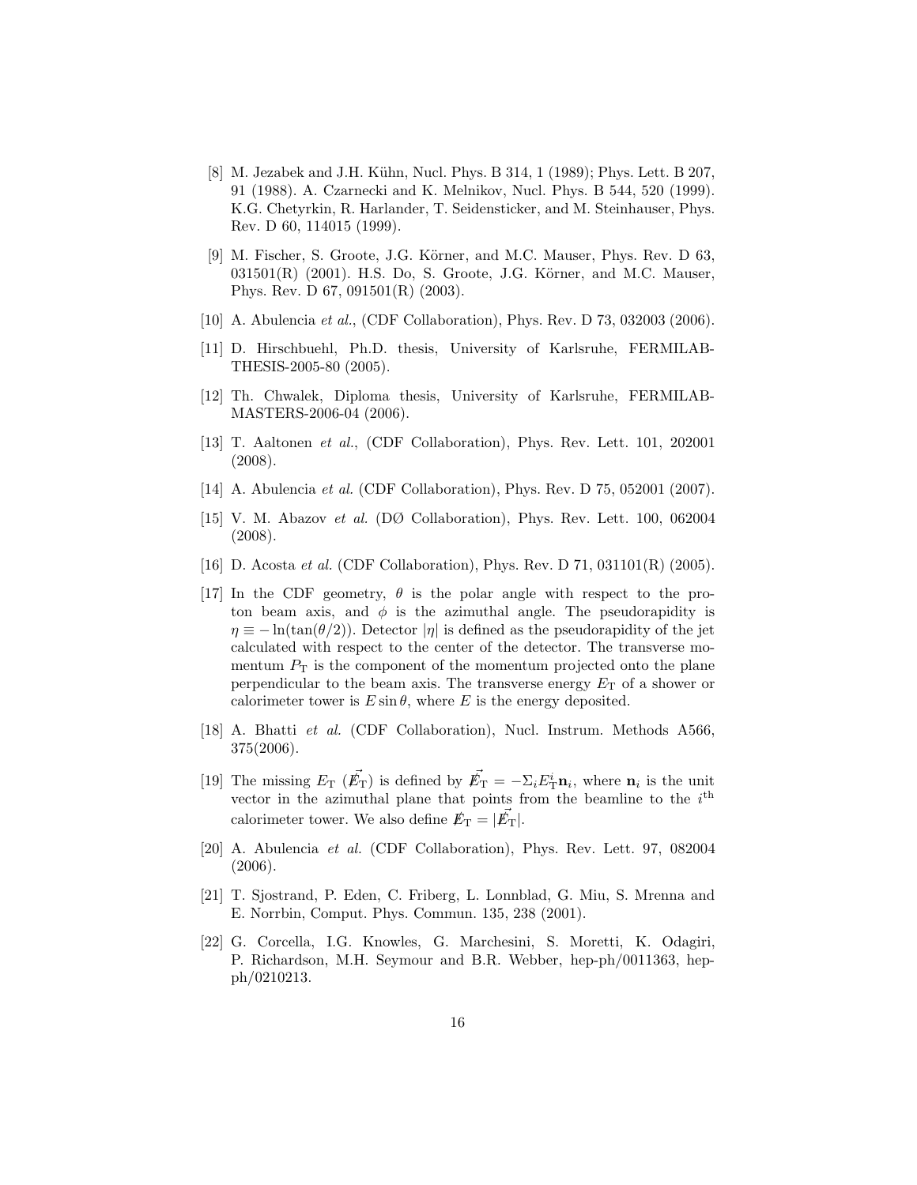[8] M. Jezabek and J.H. Kühn, Nucl. Phys. B 314, 1 (1989); Phys. Lett. B 207, 91 (1988). A. Czarnecki and K. Melnikov, Nucl. Phys. B 544, 520 (1999). K.G. Chetyrkin, R. Harlander, T. Seidensticker, and M. Steinhauser, Phys. Rev. D 60, 114015 (1999).

[9] M. Fischer, S. Groote, J.G. Körner, and M.C. Mauser, Phys. Rev. D 63, 031501(R) (2001). H.S. Do, S. Groote, J.G. Körner, and M.C. Mauser, Phys. Rev. D 67, 091501(R) (2003).

[10] A. Abulencia *et al.*, (CDF Collaboration), Phys. Rev. D 73, 032003 (2006).

[11] D. Hirschbuehl, Ph.D. thesis, University of Karlsruhe, FERMILAB-THESIS-2005-80 (2005).

[12] Th. Chwalek, Diploma thesis, University of Karlsruhe, FERMILAB-MASTERS-2006-04 (2006).

[13] T. Aaltonen *et al.*, (CDF Collaboration), Phys. Rev. Lett. 101, 202001 (2008).

[14] A. Abulencia *et al.* (CDF Collaboration), Phys. Rev. D 75, 052001 (2007).

[15] V. M. Abazov *et al.* (DØ Collaboration), Phys. Rev. Lett. 100, 062004 (2008).

[16] D. Acosta *et al.* (CDF Collaboration), Phys. Rev. D 71, 031101(R) (2005).

[17] In the CDF geometry, $\theta$ is the polar angle with respect to the proton beam axis, and $\phi$ is the azimuthal angle. The pseudorapidity is $\eta \equiv -\ln(\tan(\theta/2))$. Detector $|\eta|$ is defined as the pseudorapidity of the jet calculated with respect to the center of the detector. The transverse momentum $P_{\mathrm{T}}$ is the component of the momentum projected onto the plane perpendicular to the beam axis. The transverse energy $E_{\mathrm{T}}$ of a shower or calorimeter tower is $E \sin\theta$, where $E$ is the energy deposited.

[18] A. Bhatti *et al.* (CDF Collaboration), Nucl. Instrum. Methods A566, 375(2006).

[19] The missing $E_{\mathrm{T}}$ ($\vec{\not\!E}_{\mathrm{T}}$) is defined by $\vec{\not\!E}_{\mathrm{T}} = -\Sigma_i E_{\mathrm{T}}^i \mathbf{n}_i$, where $\mathbf{n}_i$ is the unit vector in the azimuthal plane that points from the beamline to the $i^{\mathrm{th}}$ calorimeter tower. We also define $\not\!E_{\mathrm{T}} = |\vec{\not\!E}_{\mathrm{T}}|$.

[20] A. Abulencia *et al.* (CDF Collaboration), Phys. Rev. Lett. 97, 082004 (2006).

[21] T. Sjostrand, P. Eden, C. Friberg, L. Lonnblad, G. Miu, S. Mrenna and E. Norrbin, Comput. Phys. Commun. 135, 238 (2001).

[22] G. Corcella, I.G. Knowles, G. Marchesini, S. Moretti, K. Odagiri, P. Richardson, M.H. Seymour and B.R. Webber, hep-ph/0011363, hep-ph/0210213.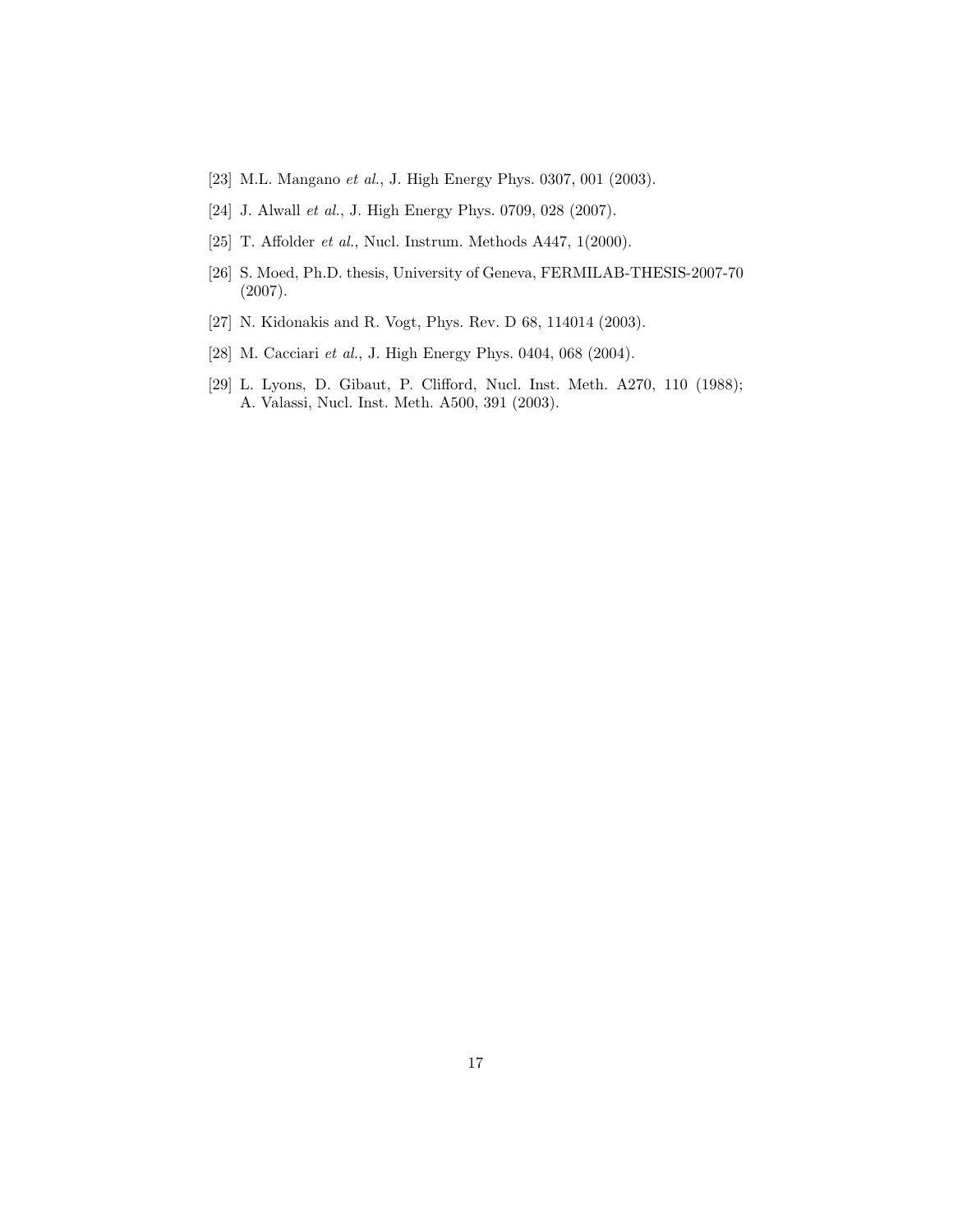[23] M.L. Mangano *et al.*, J. High Energy Phys. 0307, 001 (2003).

[24] J. Alwall *et al.*, J. High Energy Phys. 0709, 028 (2007).

[25] T. Affolder *et al.*, Nucl. Instrum. Methods A447, 1(2000).

[26] S. Moed, Ph.D. thesis, University of Geneva, FERMILAB-THESIS-2007-70 (2007).

[27] N. Kidonakis and R. Vogt, Phys. Rev. D 68, 114014 (2003).

[28] M. Cacciari *et al.*, J. High Energy Phys. 0404, 068 (2004).

[29] L. Lyons, D. Gibaut, P. Clifford, Nucl. Inst. Meth. A270, 110 (1988); A. Valassi, Nucl. Inst. Meth. A500, 391 (2003).